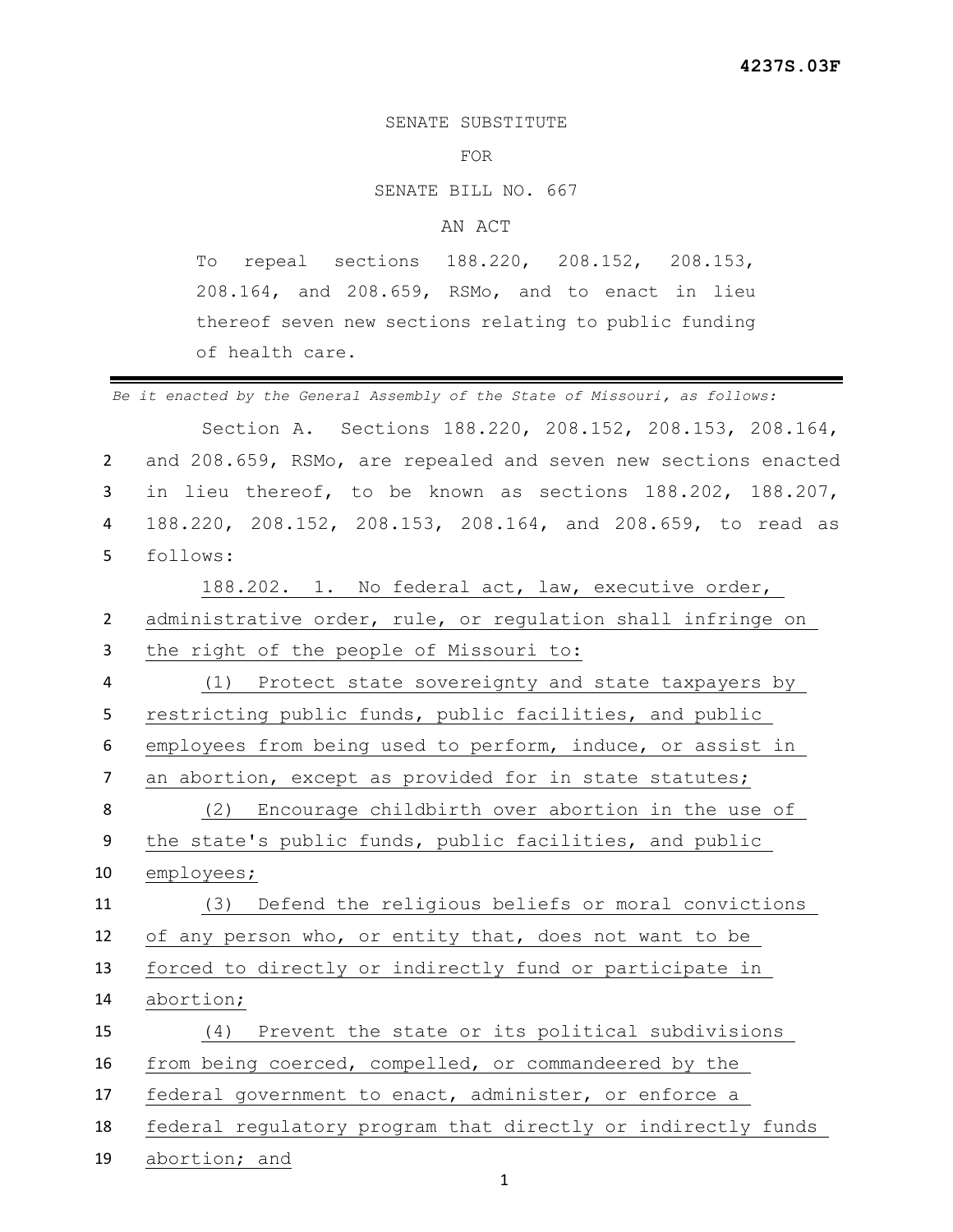4237S.03F

SENATE SUBSTITUTE

FOR

SENATE BILL NO. 667

AN ACT

To repeal sections 188.220, 208.152, 208.153, 208.164, and 208.659, RSMo, and to enact in lieu thereof seven new sections relating to public funding of health care.

---

*Be it enacted by the General Assembly of the State of Missouri, as follows:*

Section A. Sections 188.220, 208.152, 208.153, 208.164, and 208.659, RSMo, are repealed and seven new sections enacted in lieu thereof, to be known as sections 188.202, 188.207, 188.220, 208.152, 208.153, 208.164, and 208.659, to read as follows:

188.202. 1. No federal act, law, executive order, administrative order, rule, or regulation shall infringe on the right of the people of Missouri to:

(1) Protect state sovereignty and state taxpayers by restricting public funds, public facilities, and public employees from being used to perform, induce, or assist in an abortion, except as provided for in state statutes;

(2) Encourage childbirth over abortion in the use of the state's public funds, public facilities, and public employees;

(3) Defend the religious beliefs or moral convictions of any person who, or entity that, does not want to be forced to directly or indirectly fund or participate in abortion;

(4) Prevent the state or its political subdivisions from being coerced, compelled, or commandeered by the federal government to enact, administer, or enforce a federal regulatory program that directly or indirectly funds abortion; and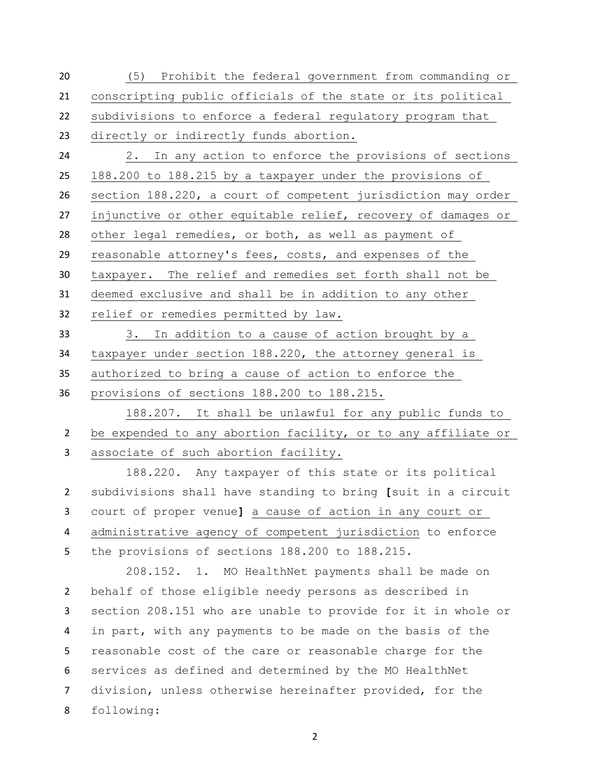(5) Prohibit the federal government from commanding or conscripting public officials of the state or its political subdivisions to enforce a federal regulatory program that directly or indirectly funds abortion.

2. In any action to enforce the provisions of sections 188.200 to 188.215 by a taxpayer under the provisions of section 188.220, a court of competent jurisdiction may order injunctive or other equitable relief, recovery of damages or other legal remedies, or both, as well as payment of reasonable attorney's fees, costs, and expenses of the taxpayer. The relief and remedies set forth shall not be deemed exclusive and shall be in addition to any other relief or remedies permitted by law.

3. In addition to a cause of action brought by a taxpayer under section 188.220, the attorney general is authorized to bring a cause of action to enforce the provisions of sections 188.200 to 188.215.

188.207. It shall be unlawful for any public funds to be expended to any abortion facility, or to any affiliate or associate of such abortion facility.

188.220. Any taxpayer of this state or its political subdivisions shall have standing to bring **[**suit in a circuit court of proper venue**]** a cause of action in any court or administrative agency of competent jurisdiction to enforce the provisions of sections 188.200 to 188.215.

208.152. 1. MO HealthNet payments shall be made on behalf of those eligible needy persons as described in section 208.151 who are unable to provide for it in whole or in part, with any payments to be made on the basis of the reasonable cost of the care or reasonable charge for the services as defined and determined by the MO HealthNet division, unless otherwise hereinafter provided, for the following: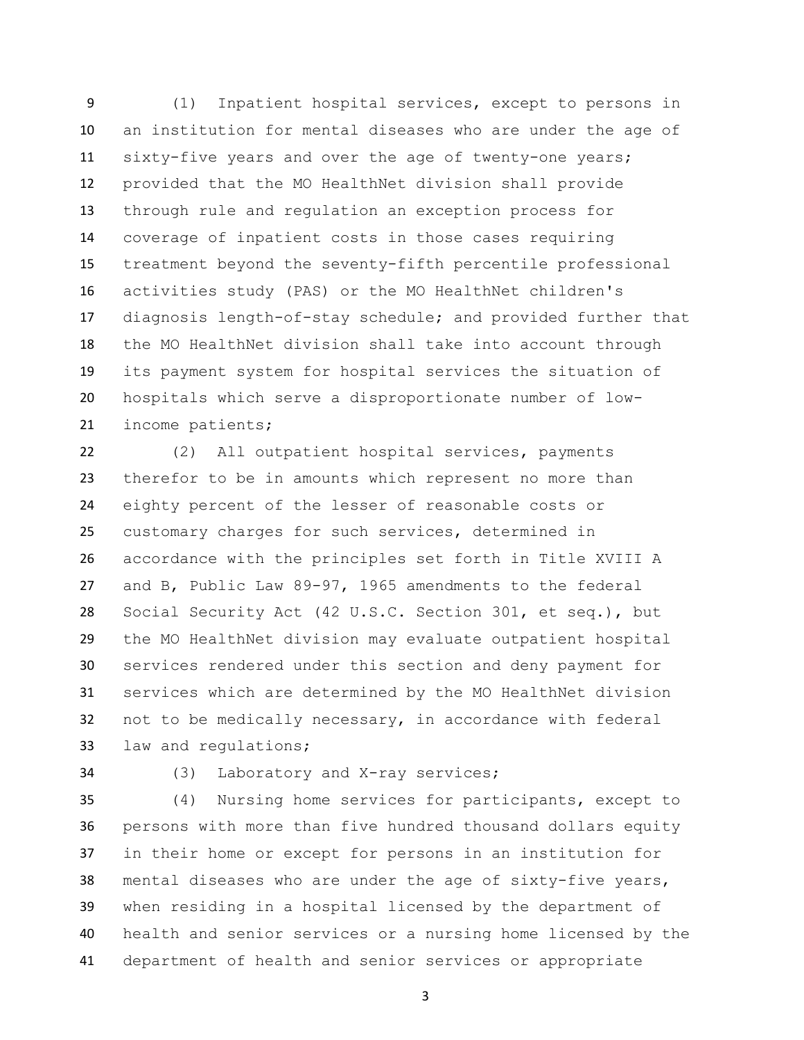(1) Inpatient hospital services, except to persons in an institution for mental diseases who are under the age of sixty-five years and over the age of twenty-one years; provided that the MO HealthNet division shall provide through rule and regulation an exception process for coverage of inpatient costs in those cases requiring treatment beyond the seventy-fifth percentile professional activities study (PAS) or the MO HealthNet children's diagnosis length-of-stay schedule; and provided further that the MO HealthNet division shall take into account through its payment system for hospital services the situation of hospitals which serve a disproportionate number of low-income patients;

(2) All outpatient hospital services, payments therefor to be in amounts which represent no more than eighty percent of the lesser of reasonable costs or customary charges for such services, determined in accordance with the principles set forth in Title XVIII A and B, Public Law 89-97, 1965 amendments to the federal Social Security Act (42 U.S.C. Section 301, et seq.), but the MO HealthNet division may evaluate outpatient hospital services rendered under this section and deny payment for services which are determined by the MO HealthNet division not to be medically necessary, in accordance with federal law and regulations;

(3) Laboratory and X-ray services;

(4) Nursing home services for participants, except to persons with more than five hundred thousand dollars equity in their home or except for persons in an institution for mental diseases who are under the age of sixty-five years, when residing in a hospital licensed by the department of health and senior services or a nursing home licensed by the department of health and senior services or appropriate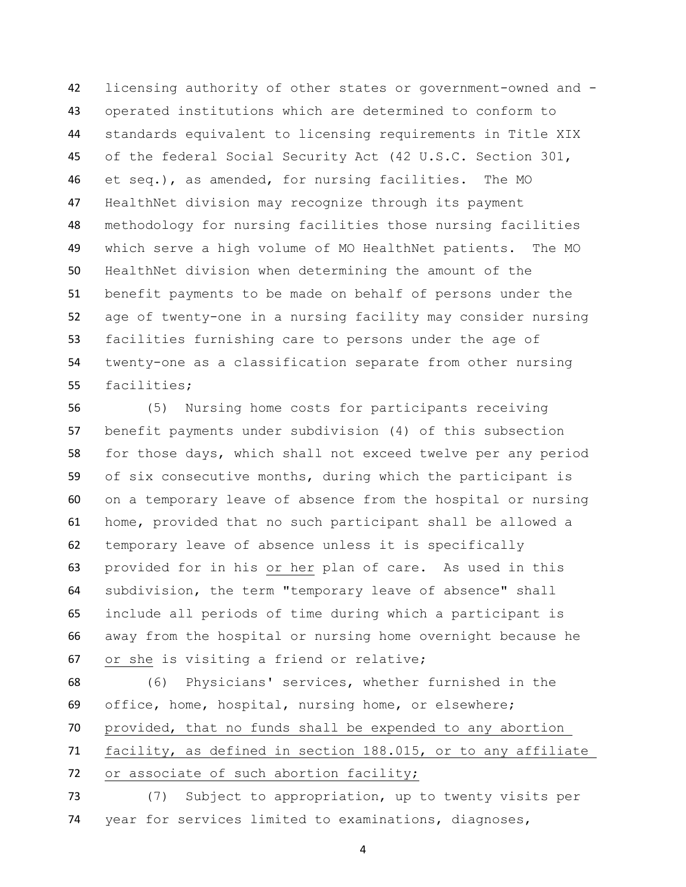licensing authority of other states or government-owned and -operated institutions which are determined to conform to standards equivalent to licensing requirements in Title XIX of the federal Social Security Act (42 U.S.C. Section 301, et seq.), as amended, for nursing facilities. The MO HealthNet division may recognize through its payment methodology for nursing facilities those nursing facilities which serve a high volume of MO HealthNet patients. The MO HealthNet division when determining the amount of the benefit payments to be made on behalf of persons under the age of twenty-one in a nursing facility may consider nursing facilities furnishing care to persons under the age of twenty-one as a classification separate from other nursing facilities;

(5) Nursing home costs for participants receiving benefit payments under subdivision (4) of this subsection for those days, which shall not exceed twelve per any period of six consecutive months, during which the participant is on a temporary leave of absence from the hospital or nursing home, provided that no such participant shall be allowed a temporary leave of absence unless it is specifically provided for in his or her plan of care. As used in this subdivision, the term "temporary leave of absence" shall include all periods of time during which a participant is away from the hospital or nursing home overnight because he or she is visiting a friend or relative;

(6) Physicians' services, whether furnished in the office, home, hospital, nursing home, or elsewhere; provided, that no funds shall be expended to any abortion facility, as defined in section 188.015, or to any affiliate or associate of such abortion facility;

(7) Subject to appropriation, up to twenty visits per year for services limited to examinations, diagnoses,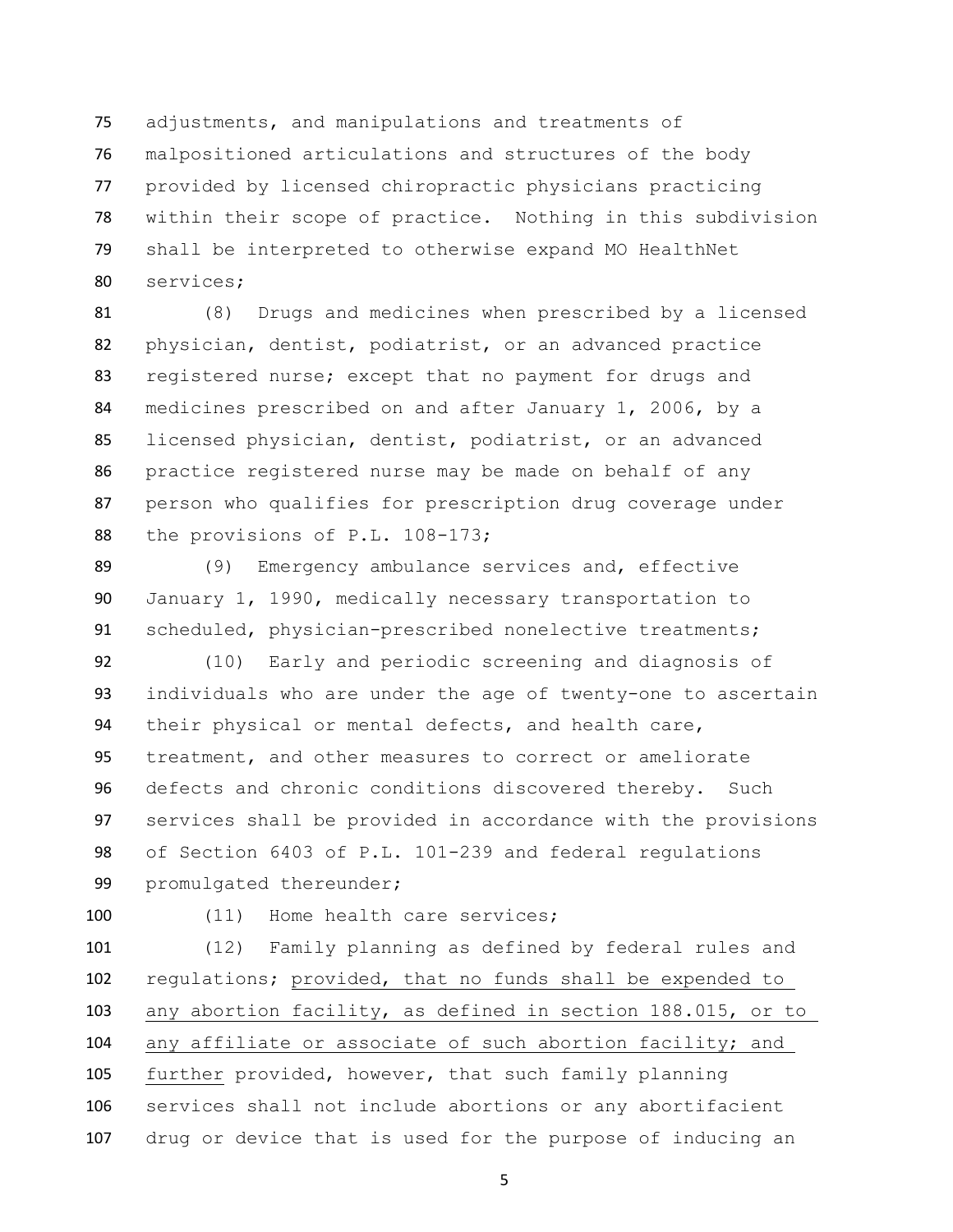adjustments, and manipulations and treatments of malpositioned articulations and structures of the body provided by licensed chiropractic physicians practicing within their scope of practice. Nothing in this subdivision shall be interpreted to otherwise expand MO HealthNet services;

(8) Drugs and medicines when prescribed by a licensed physician, dentist, podiatrist, or an advanced practice registered nurse; except that no payment for drugs and medicines prescribed on and after January 1, 2006, by a licensed physician, dentist, podiatrist, or an advanced practice registered nurse may be made on behalf of any person who qualifies for prescription drug coverage under the provisions of P.L. 108-173;

(9) Emergency ambulance services and, effective January 1, 1990, medically necessary transportation to scheduled, physician-prescribed nonelective treatments;

(10) Early and periodic screening and diagnosis of individuals who are under the age of twenty-one to ascertain their physical or mental defects, and health care, treatment, and other measures to correct or ameliorate defects and chronic conditions discovered thereby. Such services shall be provided in accordance with the provisions of Section 6403 of P.L. 101-239 and federal regulations promulgated thereunder;

(11) Home health care services;

(12) Family planning as defined by federal rules and regulations; <u>provided, that no funds shall be expended to any abortion facility, as defined in section 188.015, or to any affiliate or associate of such abortion facility; and further</u> provided, however, that such family planning services shall not include abortions or any abortifacient drug or device that is used for the purpose of inducing an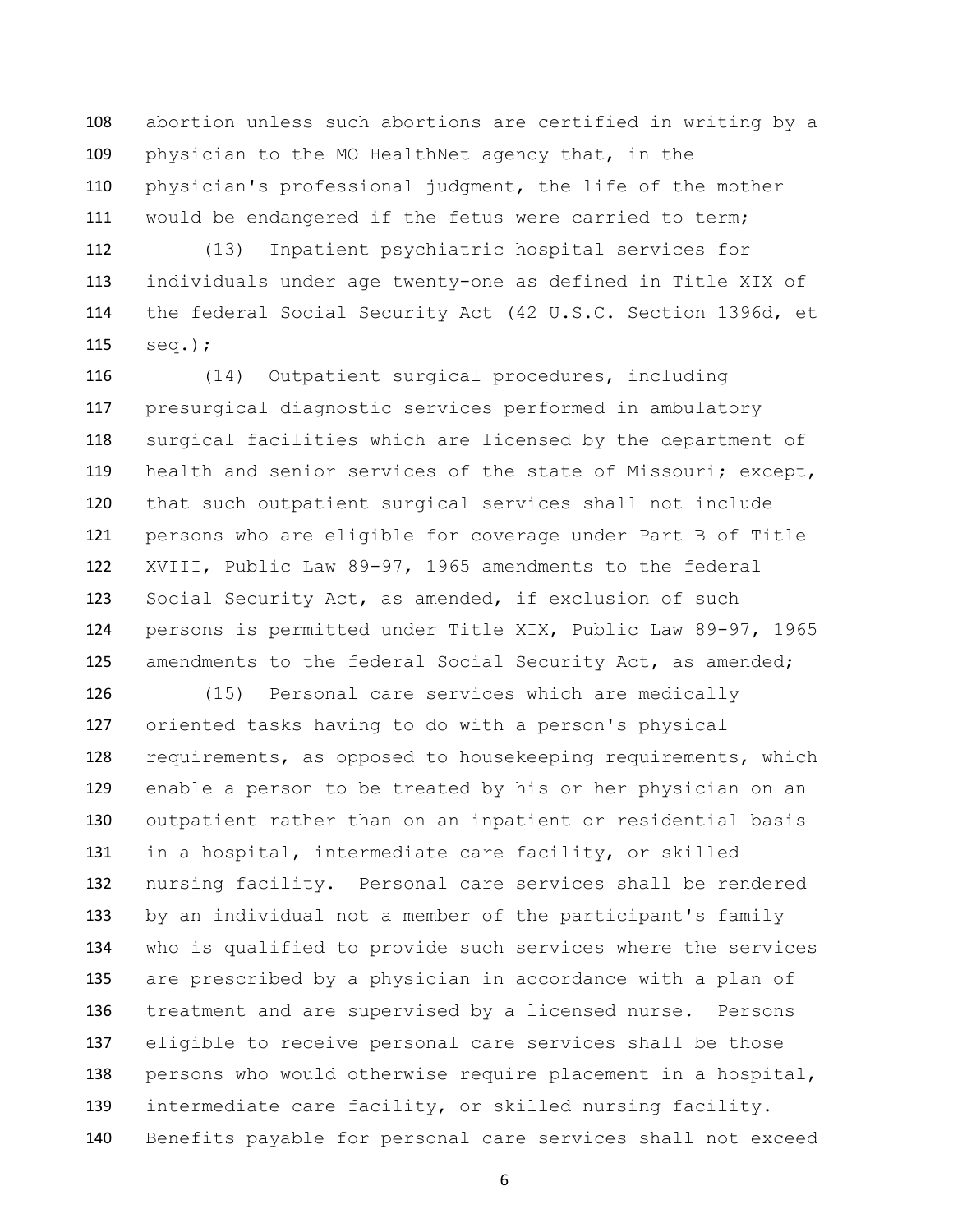abortion unless such abortions are certified in writing by a physician to the MO HealthNet agency that, in the physician's professional judgment, the life of the mother would be endangered if the fetus were carried to term;

(13) Inpatient psychiatric hospital services for individuals under age twenty-one as defined in Title XIX of the federal Social Security Act (42 U.S.C. Section 1396d, et seq.);

(14) Outpatient surgical procedures, including presurgical diagnostic services performed in ambulatory surgical facilities which are licensed by the department of health and senior services of the state of Missouri; except, that such outpatient surgical services shall not include persons who are eligible for coverage under Part B of Title XVIII, Public Law 89-97, 1965 amendments to the federal Social Security Act, as amended, if exclusion of such persons is permitted under Title XIX, Public Law 89-97, 1965 amendments to the federal Social Security Act, as amended;

(15) Personal care services which are medically oriented tasks having to do with a person's physical requirements, as opposed to housekeeping requirements, which enable a person to be treated by his or her physician on an outpatient rather than on an inpatient or residential basis in a hospital, intermediate care facility, or skilled nursing facility. Personal care services shall be rendered by an individual not a member of the participant's family who is qualified to provide such services where the services are prescribed by a physician in accordance with a plan of treatment and are supervised by a licensed nurse. Persons eligible to receive personal care services shall be those persons who would otherwise require placement in a hospital, intermediate care facility, or skilled nursing facility. Benefits payable for personal care services shall not exceed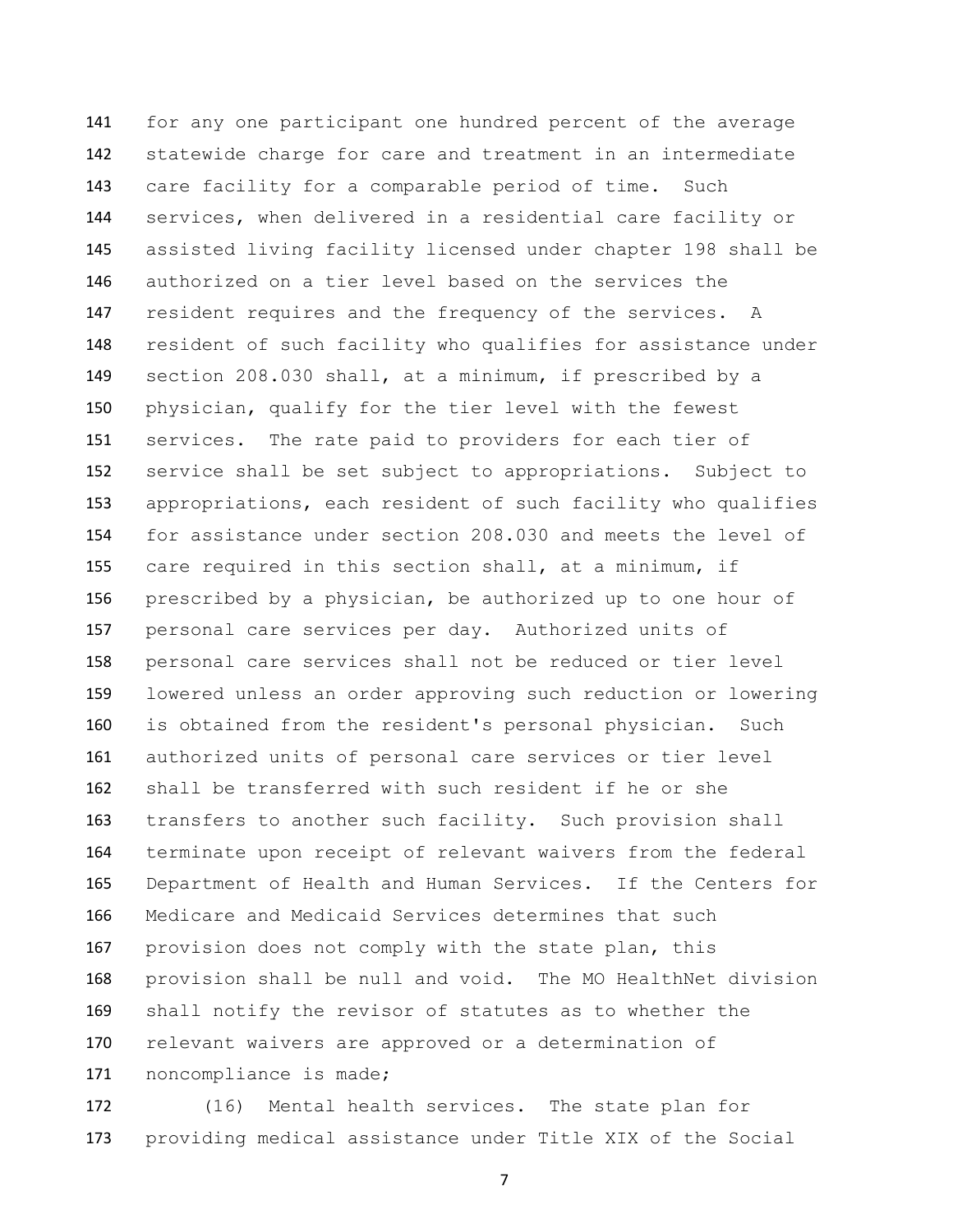for any one participant one hundred percent of the average statewide charge for care and treatment in an intermediate care facility for a comparable period of time. Such services, when delivered in a residential care facility or assisted living facility licensed under chapter 198 shall be authorized on a tier level based on the services the resident requires and the frequency of the services. A resident of such facility who qualifies for assistance under section 208.030 shall, at a minimum, if prescribed by a physician, qualify for the tier level with the fewest services. The rate paid to providers for each tier of service shall be set subject to appropriations. Subject to appropriations, each resident of such facility who qualifies for assistance under section 208.030 and meets the level of care required in this section shall, at a minimum, if prescribed by a physician, be authorized up to one hour of personal care services per day. Authorized units of personal care services shall not be reduced or tier level lowered unless an order approving such reduction or lowering is obtained from the resident's personal physician. Such authorized units of personal care services or tier level shall be transferred with such resident if he or she transfers to another such facility. Such provision shall terminate upon receipt of relevant waivers from the federal Department of Health and Human Services. If the Centers for Medicare and Medicaid Services determines that such provision does not comply with the state plan, this provision shall be null and void. The MO HealthNet division shall notify the revisor of statutes as to whether the relevant waivers are approved or a determination of noncompliance is made;

(16) Mental health services. The state plan for providing medical assistance under Title XIX of the Social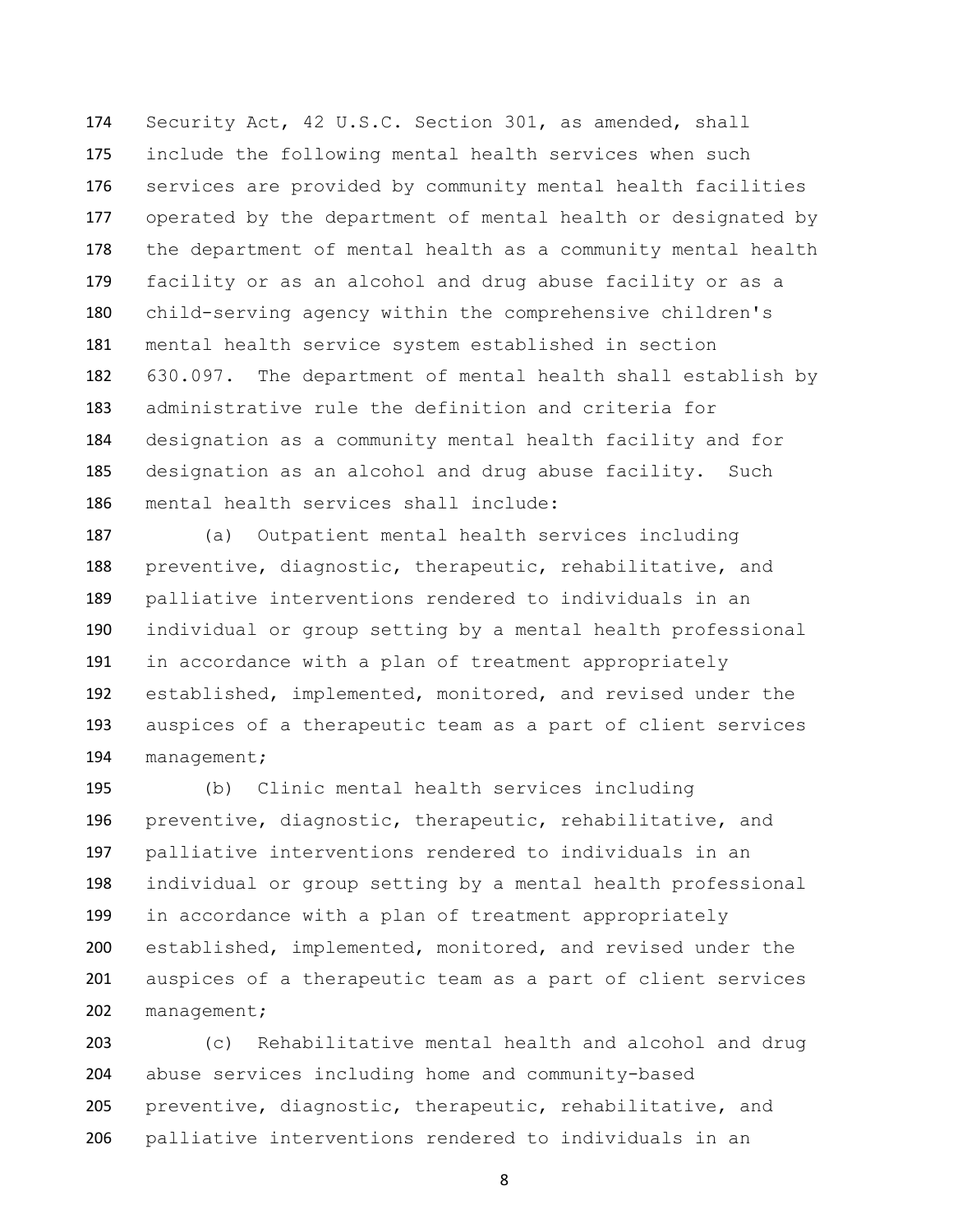Security Act, 42 U.S.C. Section 301, as amended, shall include the following mental health services when such services are provided by community mental health facilities operated by the department of mental health or designated by the department of mental health as a community mental health facility or as an alcohol and drug abuse facility or as a child-serving agency within the comprehensive children's mental health service system established in section 630.097. The department of mental health shall establish by administrative rule the definition and criteria for designation as a community mental health facility and for designation as an alcohol and drug abuse facility. Such mental health services shall include:

(a) Outpatient mental health services including preventive, diagnostic, therapeutic, rehabilitative, and palliative interventions rendered to individuals in an individual or group setting by a mental health professional in accordance with a plan of treatment appropriately established, implemented, monitored, and revised under the auspices of a therapeutic team as a part of client services management;

(b) Clinic mental health services including preventive, diagnostic, therapeutic, rehabilitative, and palliative interventions rendered to individuals in an individual or group setting by a mental health professional in accordance with a plan of treatment appropriately established, implemented, monitored, and revised under the auspices of a therapeutic team as a part of client services management;

(c) Rehabilitative mental health and alcohol and drug abuse services including home and community-based preventive, diagnostic, therapeutic, rehabilitative, and palliative interventions rendered to individuals in an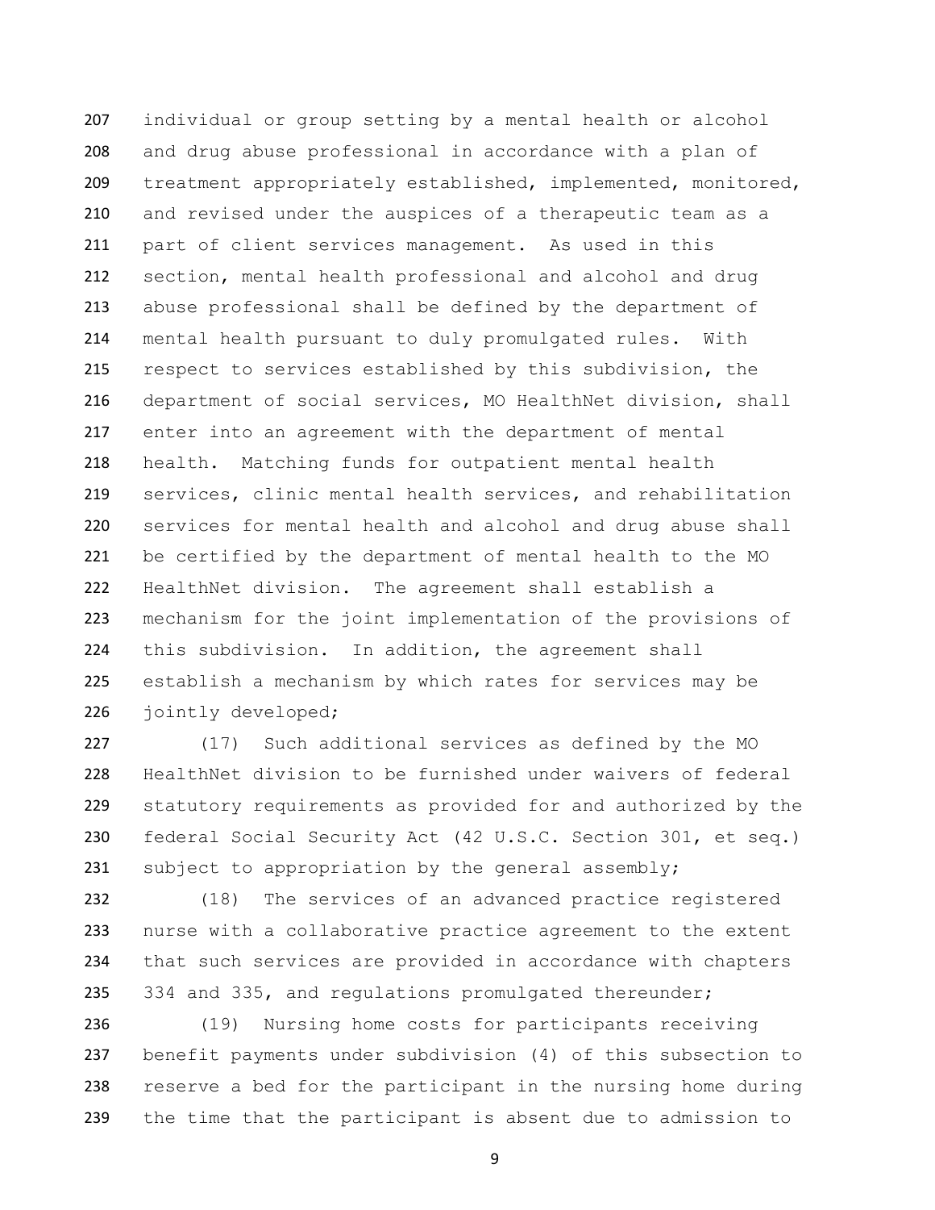individual or group setting by a mental health or alcohol and drug abuse professional in accordance with a plan of treatment appropriately established, implemented, monitored, and revised under the auspices of a therapeutic team as a part of client services management. As used in this section, mental health professional and alcohol and drug abuse professional shall be defined by the department of mental health pursuant to duly promulgated rules. With respect to services established by this subdivision, the department of social services, MO HealthNet division, shall enter into an agreement with the department of mental health. Matching funds for outpatient mental health services, clinic mental health services, and rehabilitation services for mental health and alcohol and drug abuse shall be certified by the department of mental health to the MO HealthNet division. The agreement shall establish a mechanism for the joint implementation of the provisions of this subdivision. In addition, the agreement shall establish a mechanism by which rates for services may be jointly developed;

(17) Such additional services as defined by the MO HealthNet division to be furnished under waivers of federal statutory requirements as provided for and authorized by the federal Social Security Act (42 U.S.C. Section 301, et seq.) subject to appropriation by the general assembly;

(18) The services of an advanced practice registered nurse with a collaborative practice agreement to the extent that such services are provided in accordance with chapters 334 and 335, and regulations promulgated thereunder;

(19) Nursing home costs for participants receiving benefit payments under subdivision (4) of this subsection to reserve a bed for the participant in the nursing home during the time that the participant is absent due to admission to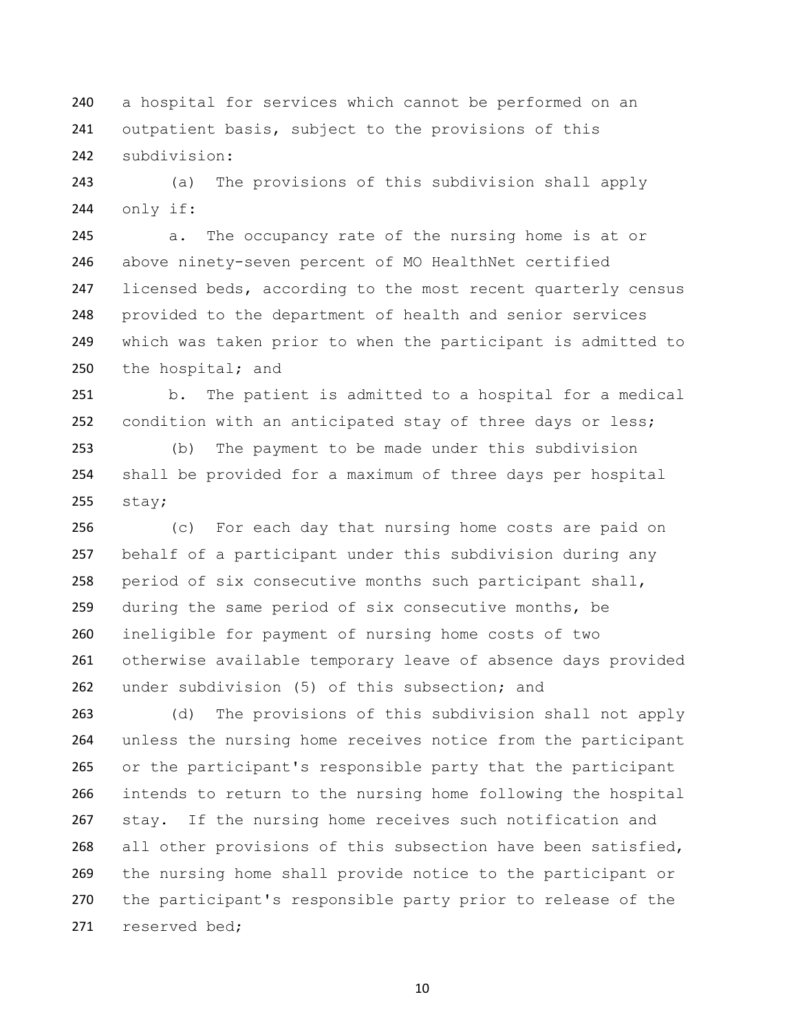a hospital for services which cannot be performed on an outpatient basis, subject to the provisions of this subdivision:

(a) The provisions of this subdivision shall apply only if:

a. The occupancy rate of the nursing home is at or above ninety-seven percent of MO HealthNet certified licensed beds, according to the most recent quarterly census provided to the department of health and senior services which was taken prior to when the participant is admitted to the hospital; and

b. The patient is admitted to a hospital for a medical condition with an anticipated stay of three days or less;

(b) The payment to be made under this subdivision shall be provided for a maximum of three days per hospital stay;

(c) For each day that nursing home costs are paid on behalf of a participant under this subdivision during any period of six consecutive months such participant shall, during the same period of six consecutive months, be ineligible for payment of nursing home costs of two otherwise available temporary leave of absence days provided under subdivision (5) of this subsection; and

(d) The provisions of this subdivision shall not apply unless the nursing home receives notice from the participant or the participant's responsible party that the participant intends to return to the nursing home following the hospital stay. If the nursing home receives such notification and all other provisions of this subsection have been satisfied, the nursing home shall provide notice to the participant or the participant's responsible party prior to release of the reserved bed;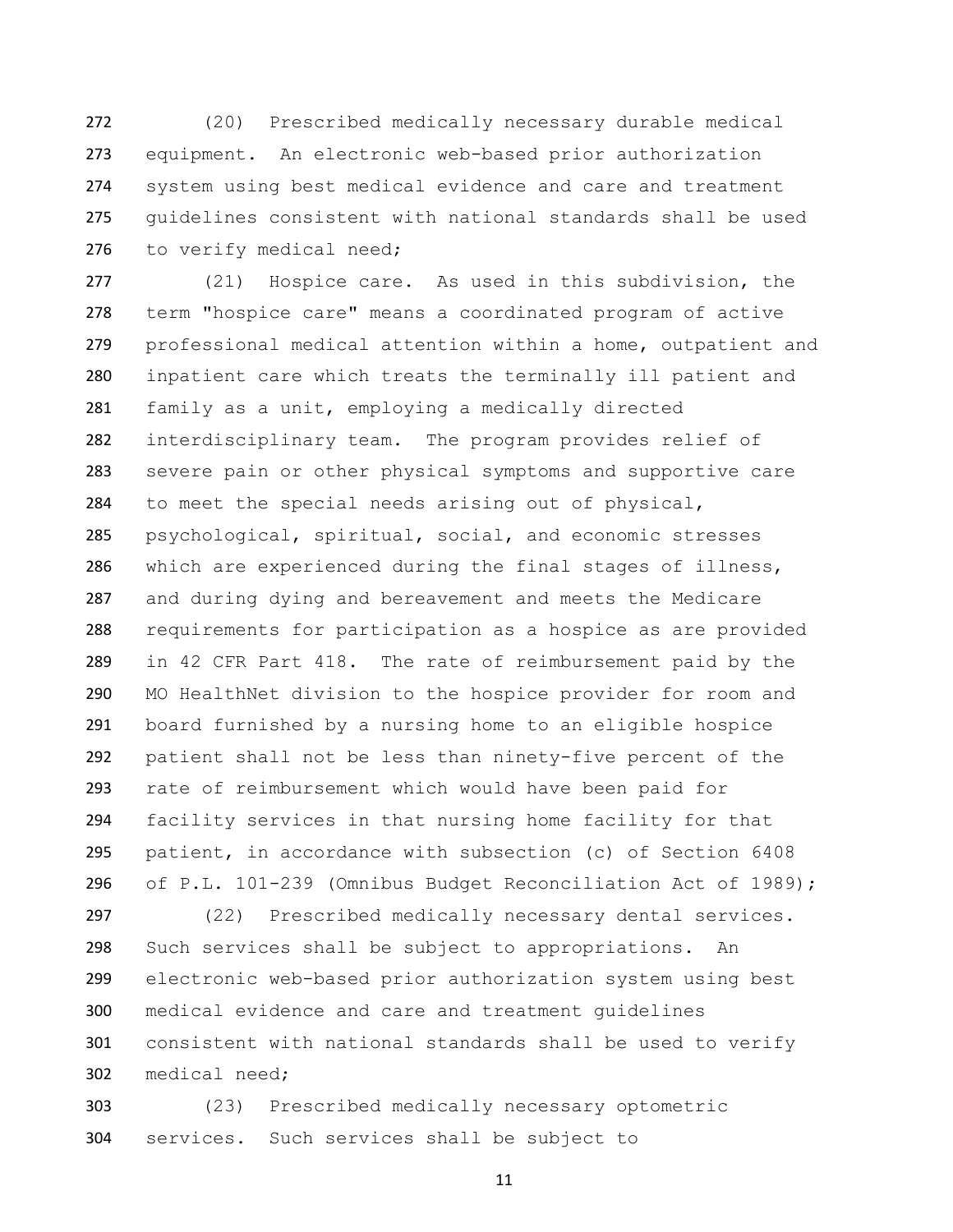(20) Prescribed medically necessary durable medical equipment. An electronic web-based prior authorization system using best medical evidence and care and treatment guidelines consistent with national standards shall be used to verify medical need;

(21) Hospice care. As used in this subdivision, the term "hospice care" means a coordinated program of active professional medical attention within a home, outpatient and inpatient care which treats the terminally ill patient and family as a unit, employing a medically directed interdisciplinary team. The program provides relief of severe pain or other physical symptoms and supportive care to meet the special needs arising out of physical, psychological, spiritual, social, and economic stresses which are experienced during the final stages of illness, and during dying and bereavement and meets the Medicare requirements for participation as a hospice as are provided in 42 CFR Part 418. The rate of reimbursement paid by the MO HealthNet division to the hospice provider for room and board furnished by a nursing home to an eligible hospice patient shall not be less than ninety-five percent of the rate of reimbursement which would have been paid for facility services in that nursing home facility for that patient, in accordance with subsection (c) of Section 6408 of P.L. 101-239 (Omnibus Budget Reconciliation Act of 1989);

(22) Prescribed medically necessary dental services. Such services shall be subject to appropriations. An electronic web-based prior authorization system using best medical evidence and care and treatment guidelines consistent with national standards shall be used to verify medical need;

(23) Prescribed medically necessary optometric services. Such services shall be subject to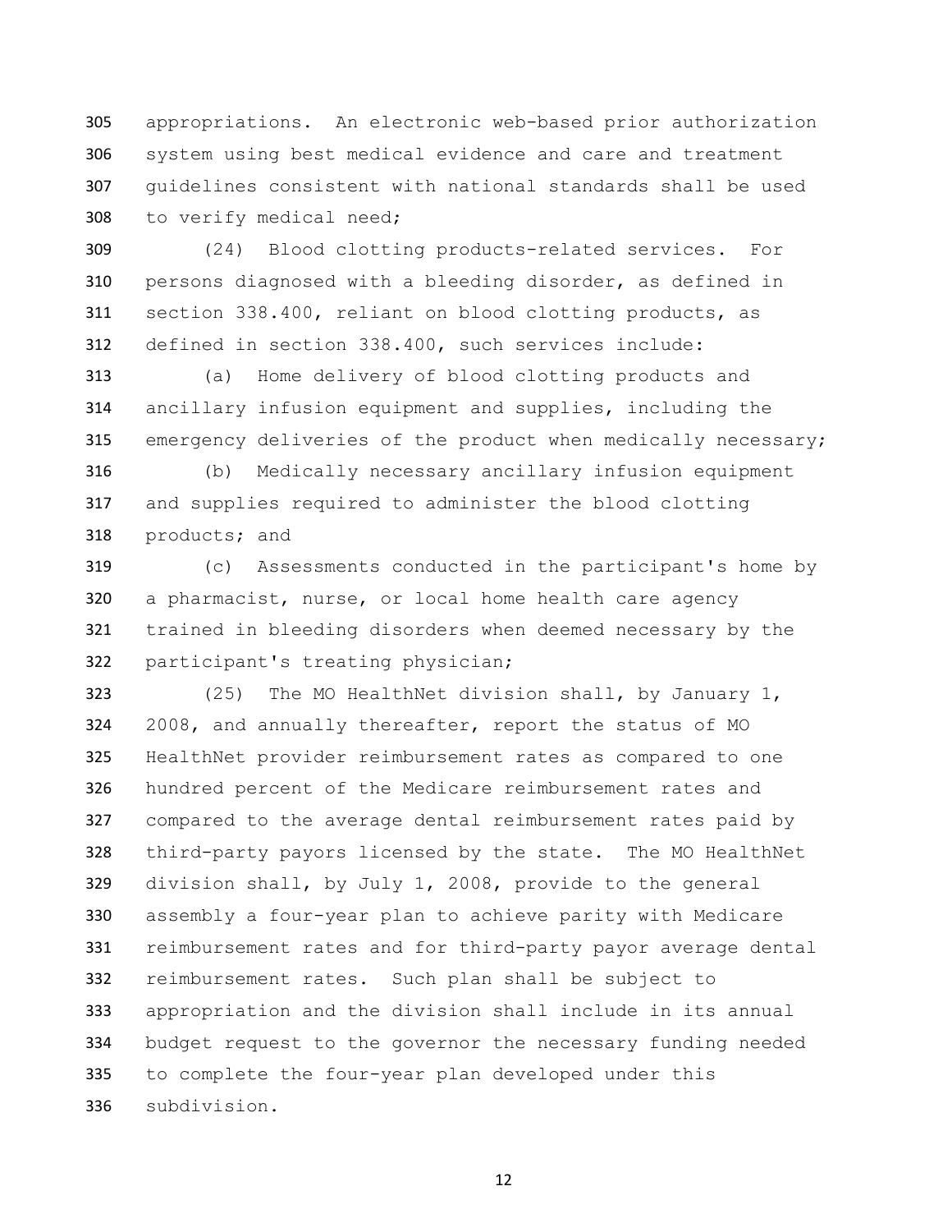appropriations. An electronic web-based prior authorization system using best medical evidence and care and treatment guidelines consistent with national standards shall be used to verify medical need;

(24) Blood clotting products-related services. For persons diagnosed with a bleeding disorder, as defined in section 338.400, reliant on blood clotting products, as defined in section 338.400, such services include:

(a) Home delivery of blood clotting products and ancillary infusion equipment and supplies, including the emergency deliveries of the product when medically necessary;

(b) Medically necessary ancillary infusion equipment and supplies required to administer the blood clotting products; and

(c) Assessments conducted in the participant's home by a pharmacist, nurse, or local home health care agency trained in bleeding disorders when deemed necessary by the participant's treating physician;

(25) The MO HealthNet division shall, by January 1, 2008, and annually thereafter, report the status of MO HealthNet provider reimbursement rates as compared to one hundred percent of the Medicare reimbursement rates and compared to the average dental reimbursement rates paid by third-party payors licensed by the state. The MO HealthNet division shall, by July 1, 2008, provide to the general assembly a four-year plan to achieve parity with Medicare reimbursement rates and for third-party payor average dental reimbursement rates. Such plan shall be subject to appropriation and the division shall include in its annual budget request to the governor the necessary funding needed to complete the four-year plan developed under this subdivision.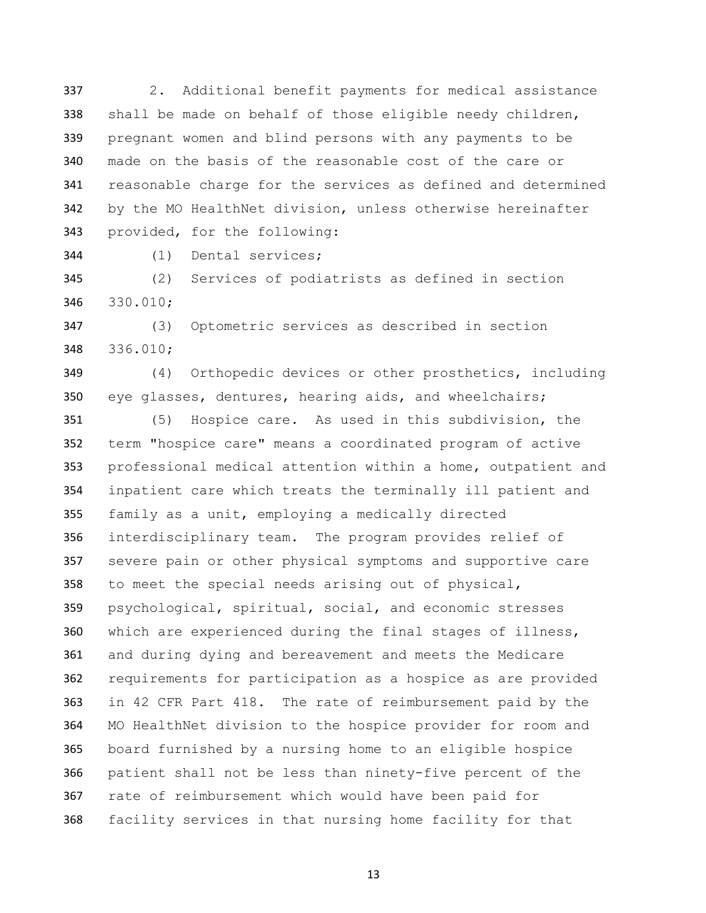2. Additional benefit payments for medical assistance shall be made on behalf of those eligible needy children, pregnant women and blind persons with any payments to be made on the basis of the reasonable cost of the care or reasonable charge for the services as defined and determined by the MO HealthNet division, unless otherwise hereinafter provided, for the following:

(1) Dental services;

(2) Services of podiatrists as defined in section 330.010;

(3) Optometric services as described in section 336.010;

(4) Orthopedic devices or other prosthetics, including eye glasses, dentures, hearing aids, and wheelchairs;

(5) Hospice care. As used in this subdivision, the term "hospice care" means a coordinated program of active professional medical attention within a home, outpatient and inpatient care which treats the terminally ill patient and family as a unit, employing a medically directed interdisciplinary team. The program provides relief of severe pain or other physical symptoms and supportive care to meet the special needs arising out of physical, psychological, spiritual, social, and economic stresses which are experienced during the final stages of illness, and during dying and bereavement and meets the Medicare requirements for participation as a hospice as are provided in 42 CFR Part 418. The rate of reimbursement paid by the MO HealthNet division to the hospice provider for room and board furnished by a nursing home to an eligible hospice patient shall not be less than ninety-five percent of the rate of reimbursement which would have been paid for facility services in that nursing home facility for that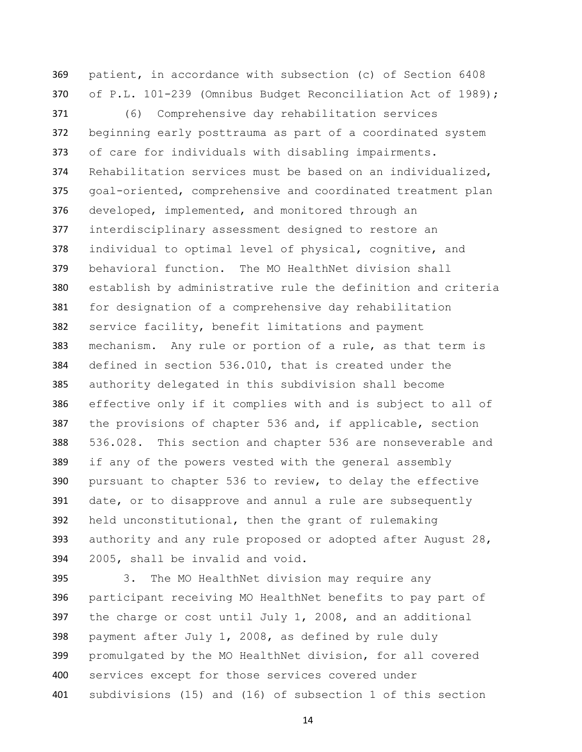patient, in accordance with subsection (c) of Section 6408 of P.L. 101-239 (Omnibus Budget Reconciliation Act of 1989);

(6) Comprehensive day rehabilitation services beginning early posttrauma as part of a coordinated system of care for individuals with disabling impairments. Rehabilitation services must be based on an individualized, goal-oriented, comprehensive and coordinated treatment plan developed, implemented, and monitored through an interdisciplinary assessment designed to restore an individual to optimal level of physical, cognitive, and behavioral function. The MO HealthNet division shall establish by administrative rule the definition and criteria for designation of a comprehensive day rehabilitation service facility, benefit limitations and payment mechanism. Any rule or portion of a rule, as that term is defined in section 536.010, that is created under the authority delegated in this subdivision shall become effective only if it complies with and is subject to all of the provisions of chapter 536 and, if applicable, section 536.028. This section and chapter 536 are nonseverable and if any of the powers vested with the general assembly pursuant to chapter 536 to review, to delay the effective date, or to disapprove and annul a rule are subsequently held unconstitutional, then the grant of rulemaking authority and any rule proposed or adopted after August 28, 2005, shall be invalid and void.

3. The MO HealthNet division may require any participant receiving MO HealthNet benefits to pay part of the charge or cost until July 1, 2008, and an additional payment after July 1, 2008, as defined by rule duly promulgated by the MO HealthNet division, for all covered services except for those services covered under subdivisions (15) and (16) of subsection 1 of this section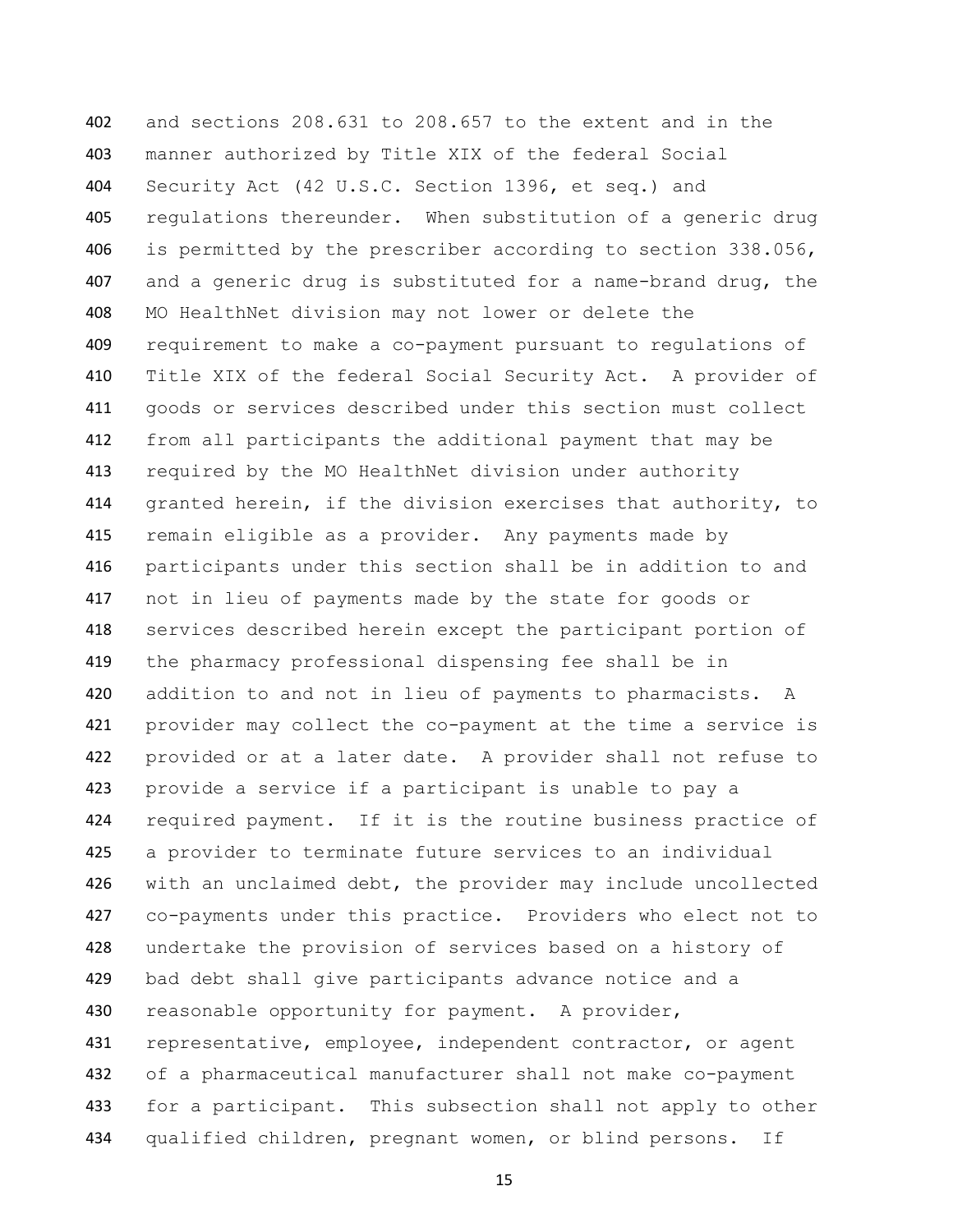and sections 208.631 to 208.657 to the extent and in the manner authorized by Title XIX of the federal Social Security Act (42 U.S.C. Section 1396, et seq.) and regulations thereunder. When substitution of a generic drug is permitted by the prescriber according to section 338.056, and a generic drug is substituted for a name-brand drug, the MO HealthNet division may not lower or delete the requirement to make a co-payment pursuant to regulations of Title XIX of the federal Social Security Act. A provider of goods or services described under this section must collect from all participants the additional payment that may be required by the MO HealthNet division under authority granted herein, if the division exercises that authority, to remain eligible as a provider. Any payments made by participants under this section shall be in addition to and not in lieu of payments made by the state for goods or services described herein except the participant portion of the pharmacy professional dispensing fee shall be in addition to and not in lieu of payments to pharmacists. A provider may collect the co-payment at the time a service is provided or at a later date. A provider shall not refuse to provide a service if a participant is unable to pay a required payment. If it is the routine business practice of a provider to terminate future services to an individual with an unclaimed debt, the provider may include uncollected co-payments under this practice. Providers who elect not to undertake the provision of services based on a history of bad debt shall give participants advance notice and a reasonable opportunity for payment. A provider, representative, employee, independent contractor, or agent of a pharmaceutical manufacturer shall not make co-payment for a participant. This subsection shall not apply to other qualified children, pregnant women, or blind persons. If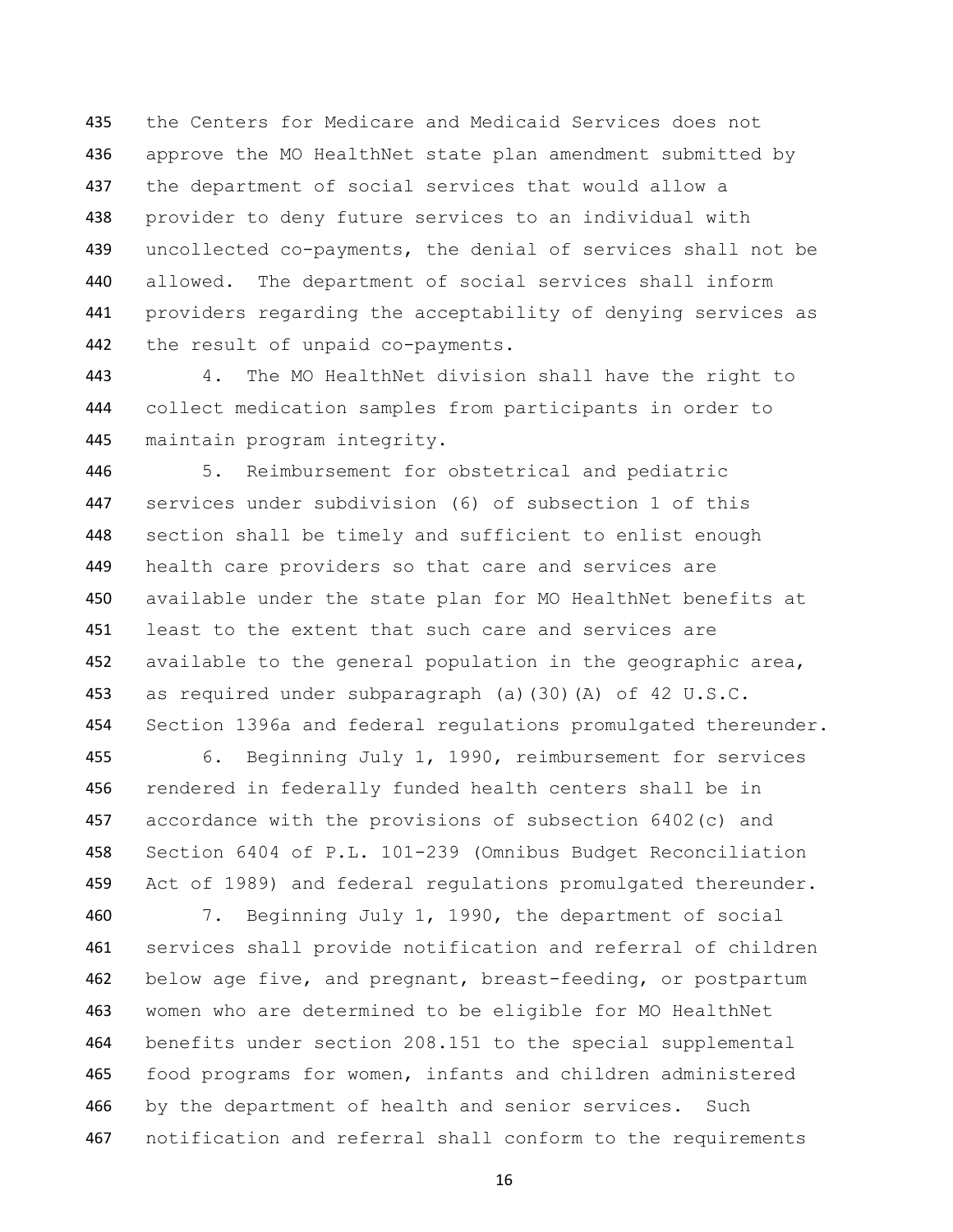the Centers for Medicare and Medicaid Services does not approve the MO HealthNet state plan amendment submitted by the department of social services that would allow a provider to deny future services to an individual with uncollected co-payments, the denial of services shall not be allowed. The department of social services shall inform providers regarding the acceptability of denying services as the result of unpaid co-payments.

4. The MO HealthNet division shall have the right to collect medication samples from participants in order to maintain program integrity.

5. Reimbursement for obstetrical and pediatric services under subdivision (6) of subsection 1 of this section shall be timely and sufficient to enlist enough health care providers so that care and services are available under the state plan for MO HealthNet benefits at least to the extent that such care and services are available to the general population in the geographic area, as required under subparagraph (a)(30)(A) of 42 U.S.C. Section 1396a and federal regulations promulgated thereunder.

6. Beginning July 1, 1990, reimbursement for services rendered in federally funded health centers shall be in accordance with the provisions of subsection 6402(c) and Section 6404 of P.L. 101-239 (Omnibus Budget Reconciliation Act of 1989) and federal regulations promulgated thereunder.

7. Beginning July 1, 1990, the department of social services shall provide notification and referral of children below age five, and pregnant, breast-feeding, or postpartum women who are determined to be eligible for MO HealthNet benefits under section 208.151 to the special supplemental food programs for women, infants and children administered by the department of health and senior services. Such notification and referral shall conform to the requirements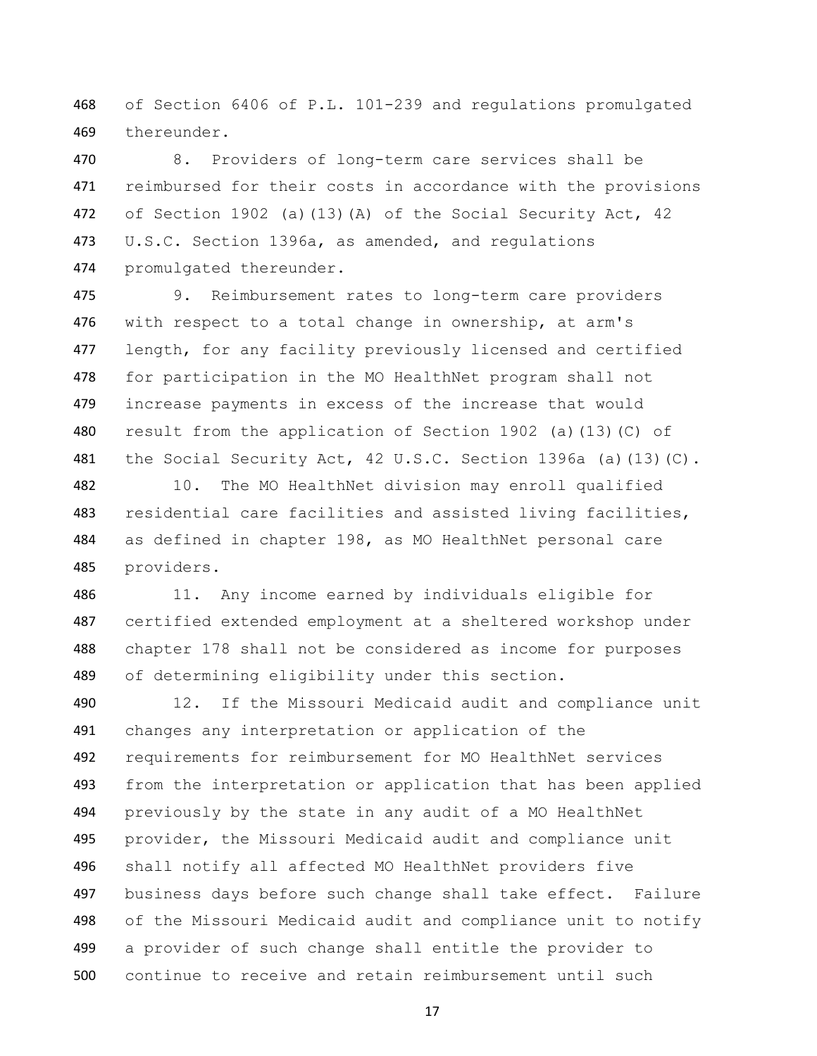of Section 6406 of P.L. 101-239 and regulations promulgated thereunder.

8. Providers of long-term care services shall be reimbursed for their costs in accordance with the provisions of Section 1902 (a)(13)(A) of the Social Security Act, 42 U.S.C. Section 1396a, as amended, and regulations promulgated thereunder.

9. Reimbursement rates to long-term care providers with respect to a total change in ownership, at arm's length, for any facility previously licensed and certified for participation in the MO HealthNet program shall not increase payments in excess of the increase that would result from the application of Section 1902 (a)(13)(C) of the Social Security Act, 42 U.S.C. Section 1396a (a)(13)(C).

10. The MO HealthNet division may enroll qualified residential care facilities and assisted living facilities, as defined in chapter 198, as MO HealthNet personal care providers.

11. Any income earned by individuals eligible for certified extended employment at a sheltered workshop under chapter 178 shall not be considered as income for purposes of determining eligibility under this section.

12. If the Missouri Medicaid audit and compliance unit changes any interpretation or application of the requirements for reimbursement for MO HealthNet services from the interpretation or application that has been applied previously by the state in any audit of a MO HealthNet provider, the Missouri Medicaid audit and compliance unit shall notify all affected MO HealthNet providers five business days before such change shall take effect. Failure of the Missouri Medicaid audit and compliance unit to notify a provider of such change shall entitle the provider to continue to receive and retain reimbursement until such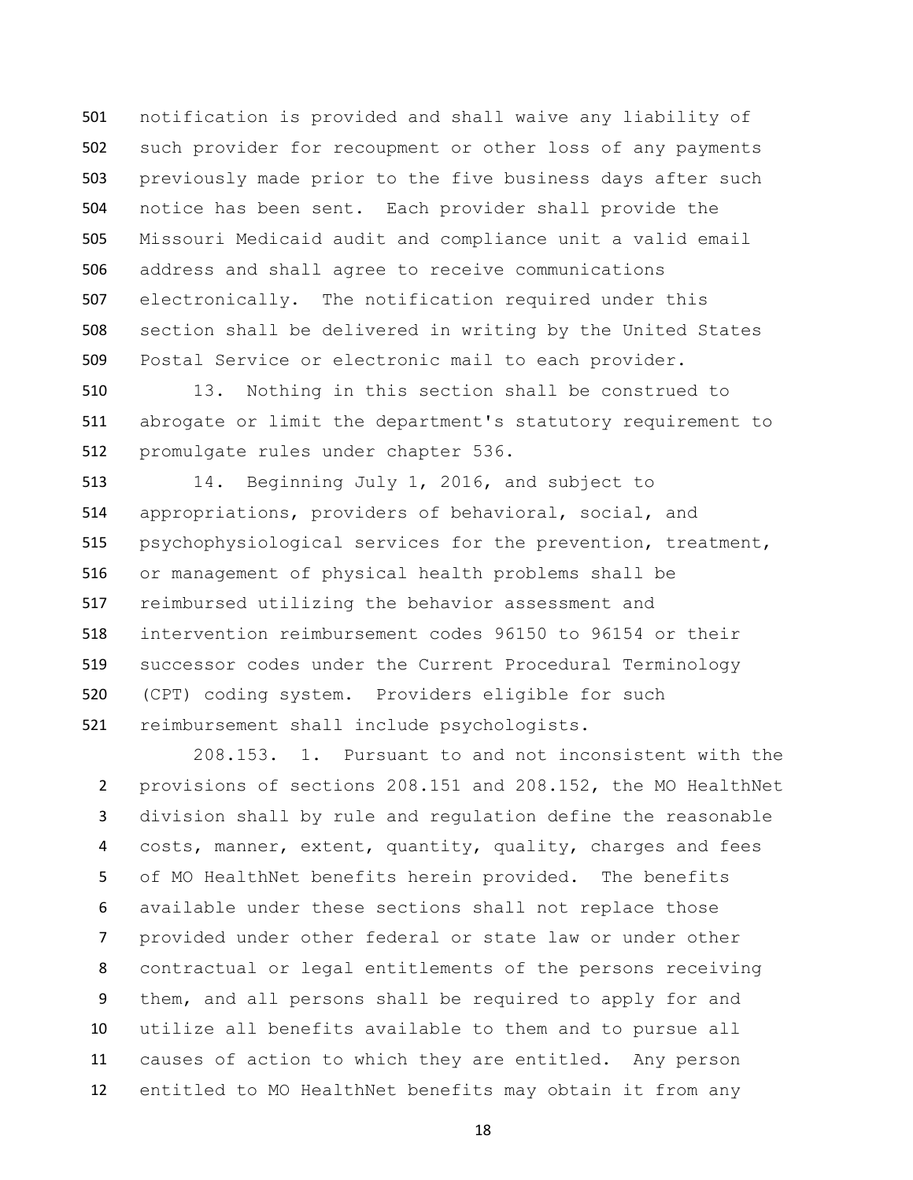notification is provided and shall waive any liability of such provider for recoupment or other loss of any payments previously made prior to the five business days after such notice has been sent. Each provider shall provide the Missouri Medicaid audit and compliance unit a valid email address and shall agree to receive communications electronically. The notification required under this section shall be delivered in writing by the United States Postal Service or electronic mail to each provider.

13. Nothing in this section shall be construed to abrogate or limit the department's statutory requirement to promulgate rules under chapter 536.

14. Beginning July 1, 2016, and subject to appropriations, providers of behavioral, social, and psychophysiological services for the prevention, treatment, or management of physical health problems shall be reimbursed utilizing the behavior assessment and intervention reimbursement codes 96150 to 96154 or their successor codes under the Current Procedural Terminology (CPT) coding system. Providers eligible for such reimbursement shall include psychologists.

208.153. 1. Pursuant to and not inconsistent with the provisions of sections 208.151 and 208.152, the MO HealthNet division shall by rule and regulation define the reasonable costs, manner, extent, quantity, quality, charges and fees of MO HealthNet benefits herein provided. The benefits available under these sections shall not replace those provided under other federal or state law or under other contractual or legal entitlements of the persons receiving them, and all persons shall be required to apply for and utilize all benefits available to them and to pursue all causes of action to which they are entitled. Any person entitled to MO HealthNet benefits may obtain it from any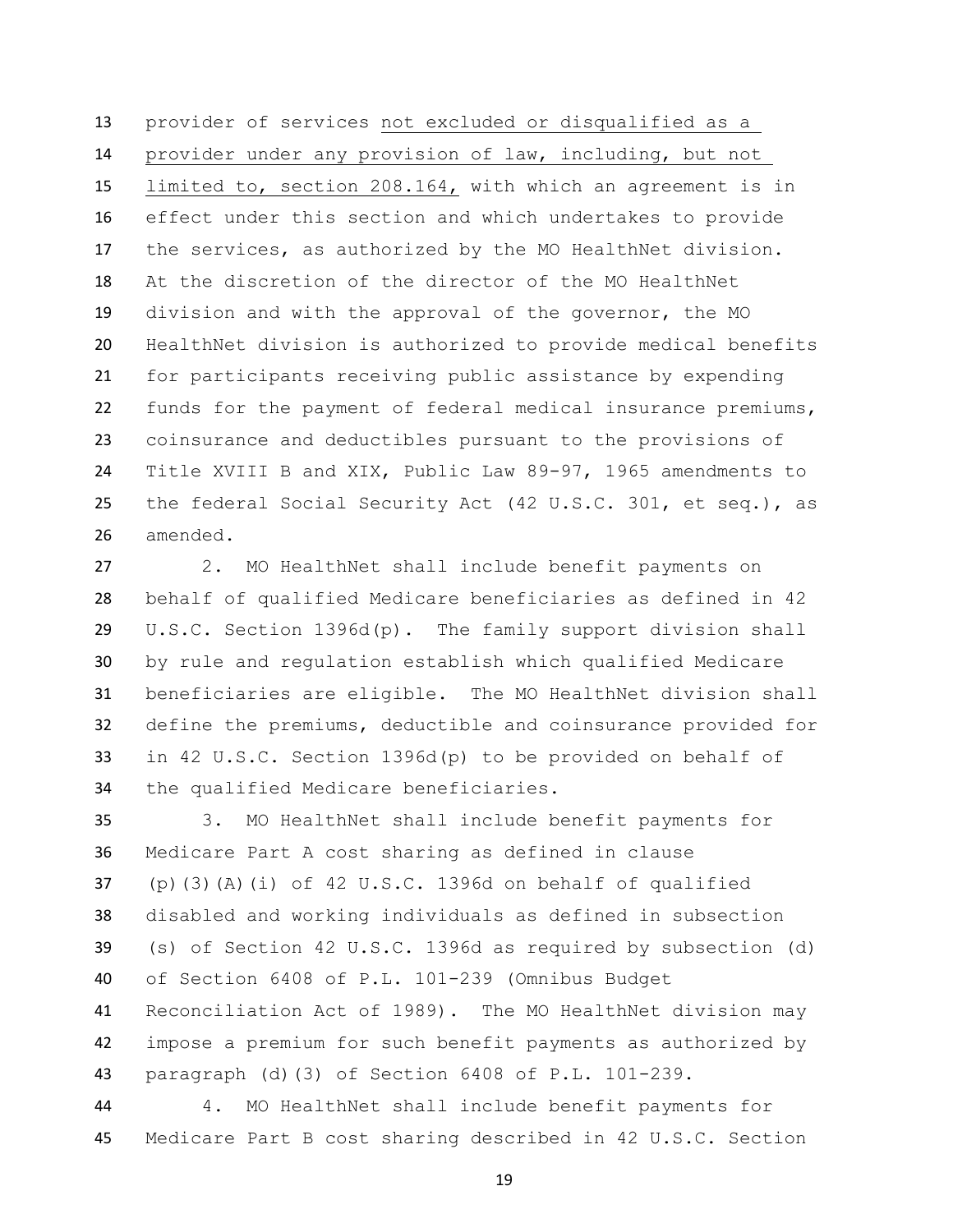provider of services <u>not excluded or disqualified as a provider under any provision of law, including, but not limited to, section 208.164,</u> with which an agreement is in effect under this section and which undertakes to provide the services, as authorized by the MO HealthNet division. At the discretion of the director of the MO HealthNet division and with the approval of the governor, the MO HealthNet division is authorized to provide medical benefits for participants receiving public assistance by expending funds for the payment of federal medical insurance premiums, coinsurance and deductibles pursuant to the provisions of Title XVIII B and XIX, Public Law 89-97, 1965 amendments to the federal Social Security Act (42 U.S.C. 301, et seq.), as amended.

2. MO HealthNet shall include benefit payments on behalf of qualified Medicare beneficiaries as defined in 42 U.S.C. Section 1396d(p). The family support division shall by rule and regulation establish which qualified Medicare beneficiaries are eligible. The MO HealthNet division shall define the premiums, deductible and coinsurance provided for in 42 U.S.C. Section 1396d(p) to be provided on behalf of the qualified Medicare beneficiaries.

3. MO HealthNet shall include benefit payments for Medicare Part A cost sharing as defined in clause (p)(3)(A)(i) of 42 U.S.C. 1396d on behalf of qualified disabled and working individuals as defined in subsection (s) of Section 42 U.S.C. 1396d as required by subsection (d) of Section 6408 of P.L. 101-239 (Omnibus Budget Reconciliation Act of 1989). The MO HealthNet division may impose a premium for such benefit payments as authorized by paragraph (d)(3) of Section 6408 of P.L. 101-239.

4. MO HealthNet shall include benefit payments for Medicare Part B cost sharing described in 42 U.S.C. Section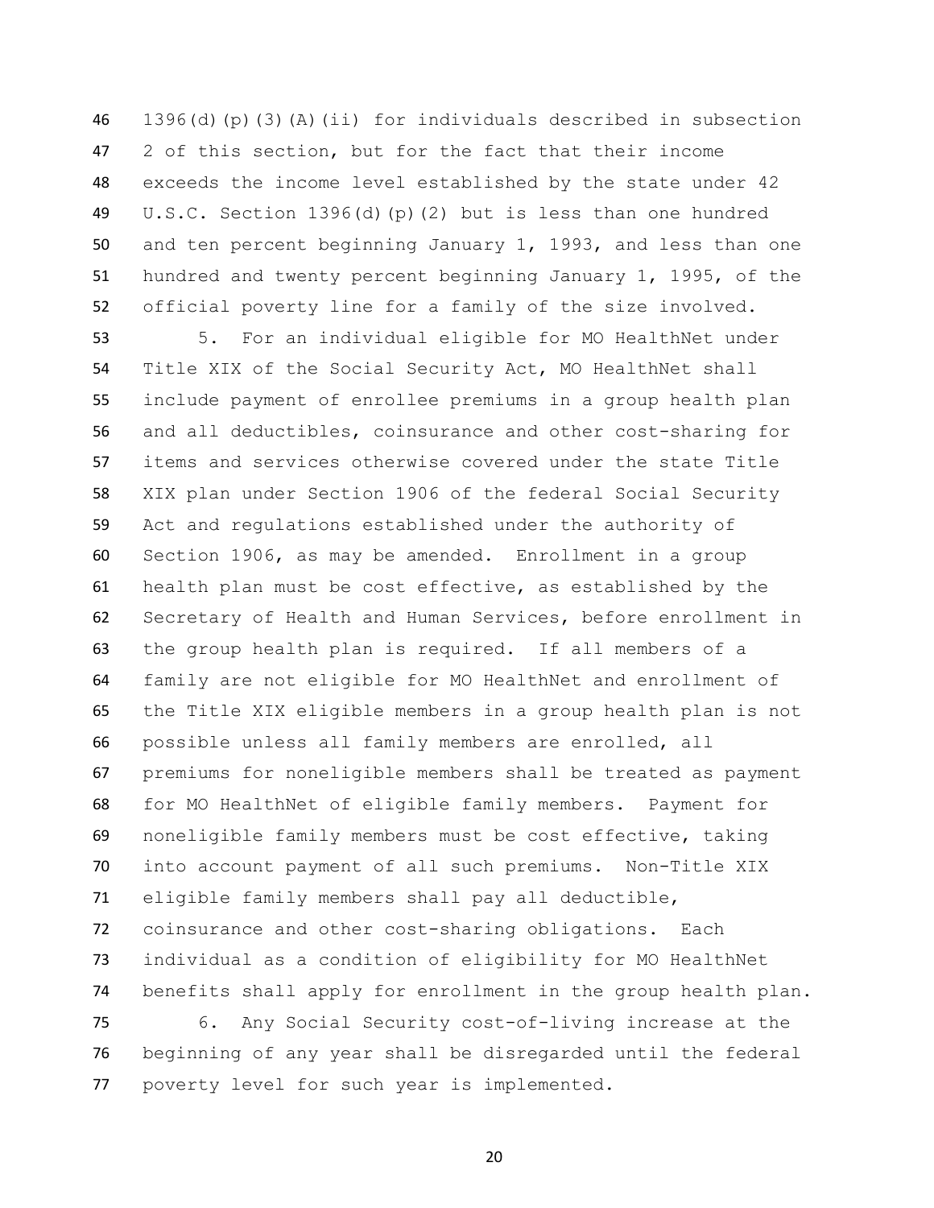1396(d)(p)(3)(A)(ii) for individuals described in subsection 2 of this section, but for the fact that their income exceeds the income level established by the state under 42 U.S.C. Section 1396(d)(p)(2) but is less than one hundred and ten percent beginning January 1, 1993, and less than one hundred and twenty percent beginning January 1, 1995, of the official poverty line for a family of the size involved.

5. For an individual eligible for MO HealthNet under Title XIX of the Social Security Act, MO HealthNet shall include payment of enrollee premiums in a group health plan and all deductibles, coinsurance and other cost-sharing for items and services otherwise covered under the state Title XIX plan under Section 1906 of the federal Social Security Act and regulations established under the authority of Section 1906, as may be amended. Enrollment in a group health plan must be cost effective, as established by the Secretary of Health and Human Services, before enrollment in the group health plan is required. If all members of a family are not eligible for MO HealthNet and enrollment of the Title XIX eligible members in a group health plan is not possible unless all family members are enrolled, all premiums for noneligible members shall be treated as payment for MO HealthNet of eligible family members. Payment for noneligible family members must be cost effective, taking into account payment of all such premiums. Non-Title XIX eligible family members shall pay all deductible, coinsurance and other cost-sharing obligations. Each individual as a condition of eligibility for MO HealthNet benefits shall apply for enrollment in the group health plan.

6. Any Social Security cost-of-living increase at the beginning of any year shall be disregarded until the federal poverty level for such year is implemented.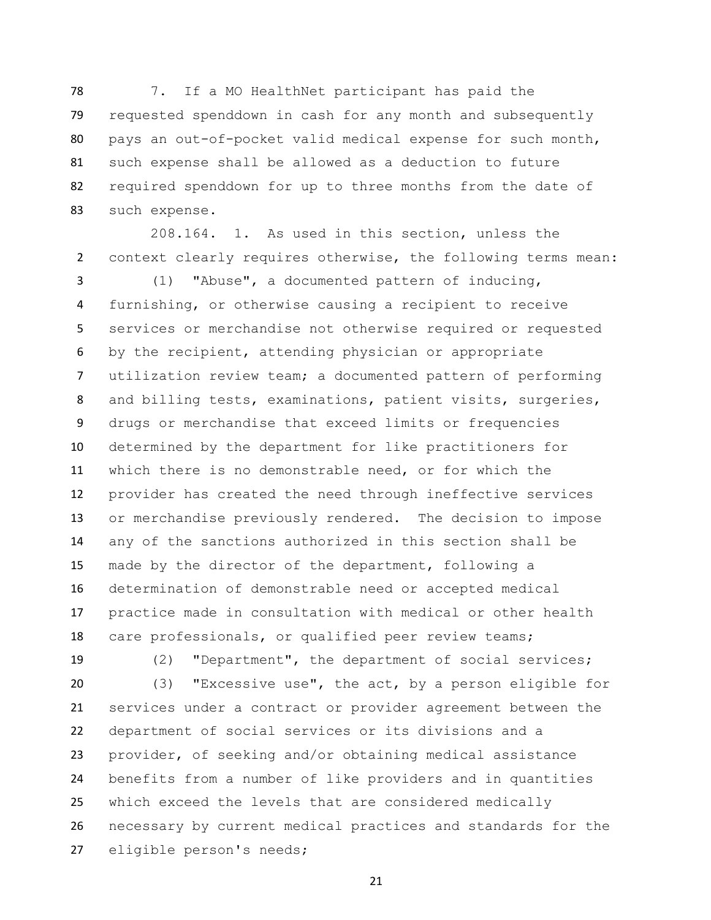7. If a MO HealthNet participant has paid the requested spenddown in cash for any month and subsequently pays an out-of-pocket valid medical expense for such month, such expense shall be allowed as a deduction to future required spenddown for up to three months from the date of such expense.

208.164. 1. As used in this section, unless the context clearly requires otherwise, the following terms mean:

(1) "Abuse", a documented pattern of inducing, furnishing, or otherwise causing a recipient to receive services or merchandise not otherwise required or requested by the recipient, attending physician or appropriate utilization review team; a documented pattern of performing and billing tests, examinations, patient visits, surgeries, drugs or merchandise that exceed limits or frequencies determined by the department for like practitioners for which there is no demonstrable need, or for which the provider has created the need through ineffective services or merchandise previously rendered. The decision to impose any of the sanctions authorized in this section shall be made by the director of the department, following a determination of demonstrable need or accepted medical practice made in consultation with medical or other health care professionals, or qualified peer review teams;

(2) "Department", the department of social services;

(3) "Excessive use", the act, by a person eligible for services under a contract or provider agreement between the department of social services or its divisions and a provider, of seeking and/or obtaining medical assistance benefits from a number of like providers and in quantities which exceed the levels that are considered medically necessary by current medical practices and standards for the eligible person's needs;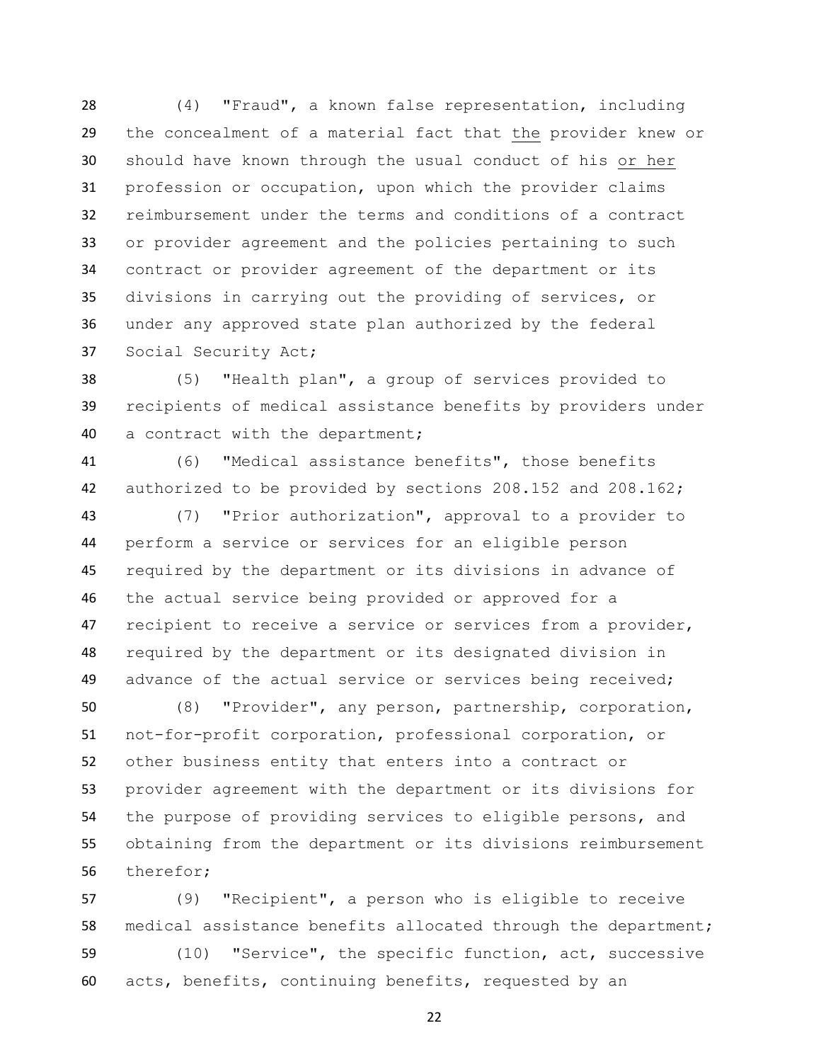(4) "Fraud", a known false representation, including the concealment of a material fact that the provider knew or should have known through the usual conduct of his or her profession or occupation, upon which the provider claims reimbursement under the terms and conditions of a contract or provider agreement and the policies pertaining to such contract or provider agreement of the department or its divisions in carrying out the providing of services, or under any approved state plan authorized by the federal Social Security Act;

(5) "Health plan", a group of services provided to recipients of medical assistance benefits by providers under a contract with the department;

(6) "Medical assistance benefits", those benefits authorized to be provided by sections 208.152 and 208.162;

(7) "Prior authorization", approval to a provider to perform a service or services for an eligible person required by the department or its divisions in advance of the actual service being provided or approved for a recipient to receive a service or services from a provider, required by the department or its designated division in advance of the actual service or services being received;

(8) "Provider", any person, partnership, corporation, not-for-profit corporation, professional corporation, or other business entity that enters into a contract or provider agreement with the department or its divisions for the purpose of providing services to eligible persons, and obtaining from the department or its divisions reimbursement therefor;

(9) "Recipient", a person who is eligible to receive medical assistance benefits allocated through the department;

(10) "Service", the specific function, act, successive acts, benefits, continuing benefits, requested by an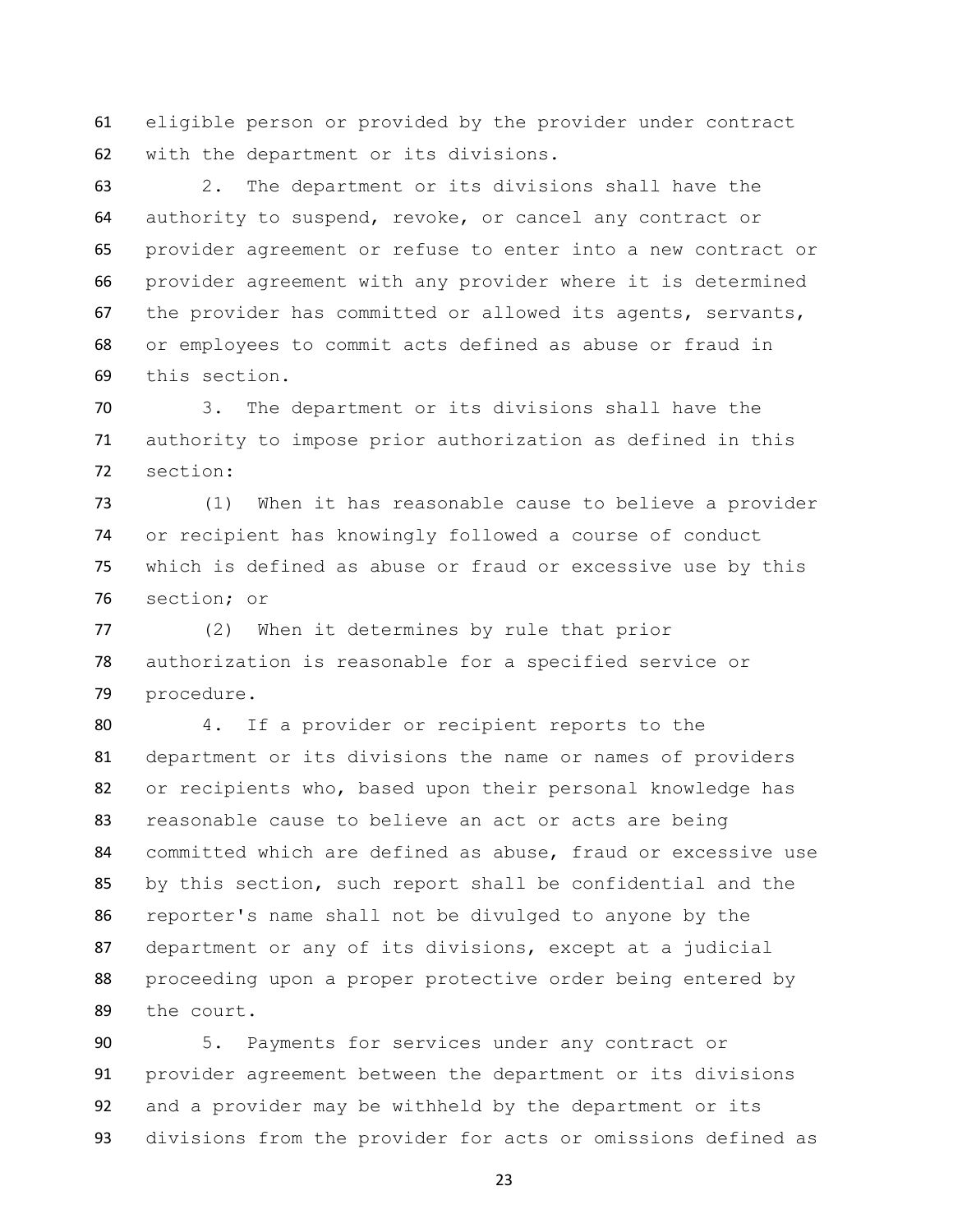eligible person or provided by the provider under contract with the department or its divisions.

2. The department or its divisions shall have the authority to suspend, revoke, or cancel any contract or provider agreement or refuse to enter into a new contract or provider agreement with any provider where it is determined the provider has committed or allowed its agents, servants, or employees to commit acts defined as abuse or fraud in this section.

3. The department or its divisions shall have the authority to impose prior authorization as defined in this section:

(1) When it has reasonable cause to believe a provider or recipient has knowingly followed a course of conduct which is defined as abuse or fraud or excessive use by this section; or

(2) When it determines by rule that prior authorization is reasonable for a specified service or procedure.

4. If a provider or recipient reports to the department or its divisions the name or names of providers or recipients who, based upon their personal knowledge has reasonable cause to believe an act or acts are being committed which are defined as abuse, fraud or excessive use by this section, such report shall be confidential and the reporter's name shall not be divulged to anyone by the department or any of its divisions, except at a judicial proceeding upon a proper protective order being entered by the court.

5. Payments for services under any contract or provider agreement between the department or its divisions and a provider may be withheld by the department or its divisions from the provider for acts or omissions defined as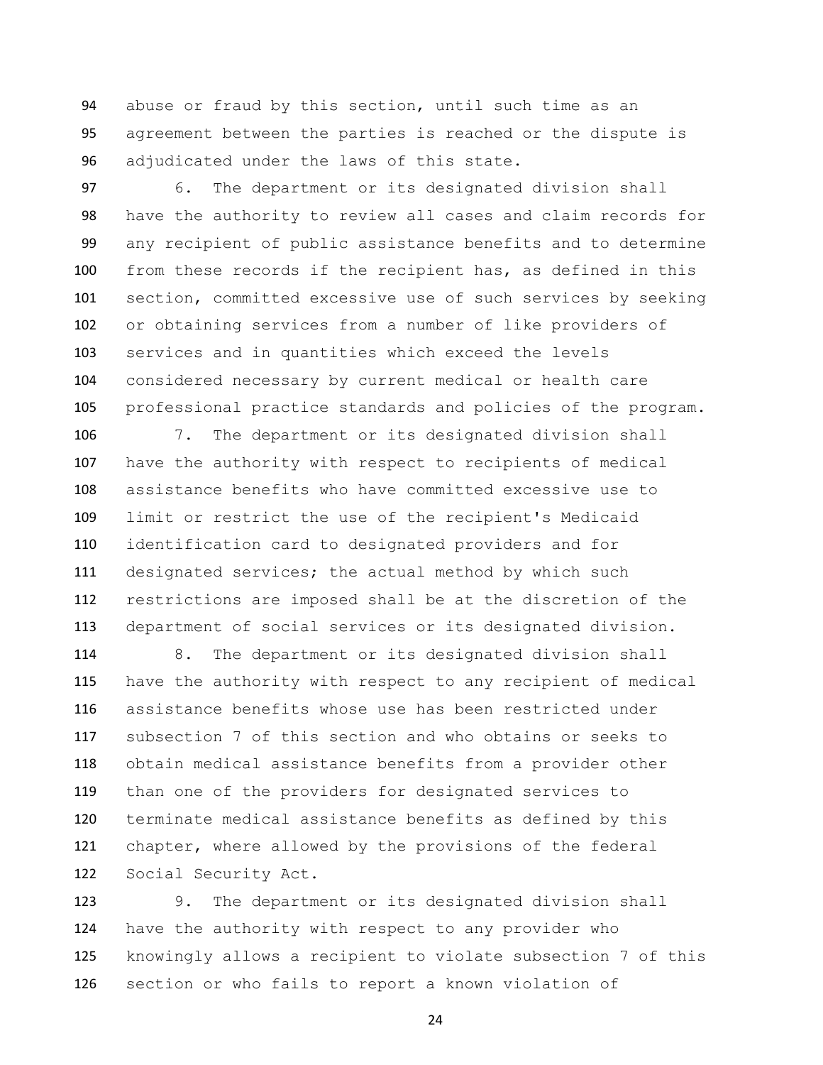abuse or fraud by this section, until such time as an agreement between the parties is reached or the dispute is adjudicated under the laws of this state.

6. The department or its designated division shall have the authority to review all cases and claim records for any recipient of public assistance benefits and to determine from these records if the recipient has, as defined in this section, committed excessive use of such services by seeking or obtaining services from a number of like providers of services and in quantities which exceed the levels considered necessary by current medical or health care professional practice standards and policies of the program.

7. The department or its designated division shall have the authority with respect to recipients of medical assistance benefits who have committed excessive use to limit or restrict the use of the recipient's Medicaid identification card to designated providers and for designated services; the actual method by which such restrictions are imposed shall be at the discretion of the department of social services or its designated division.

8. The department or its designated division shall have the authority with respect to any recipient of medical assistance benefits whose use has been restricted under subsection 7 of this section and who obtains or seeks to obtain medical assistance benefits from a provider other than one of the providers for designated services to terminate medical assistance benefits as defined by this chapter, where allowed by the provisions of the federal Social Security Act.

9. The department or its designated division shall have the authority with respect to any provider who knowingly allows a recipient to violate subsection 7 of this section or who fails to report a known violation of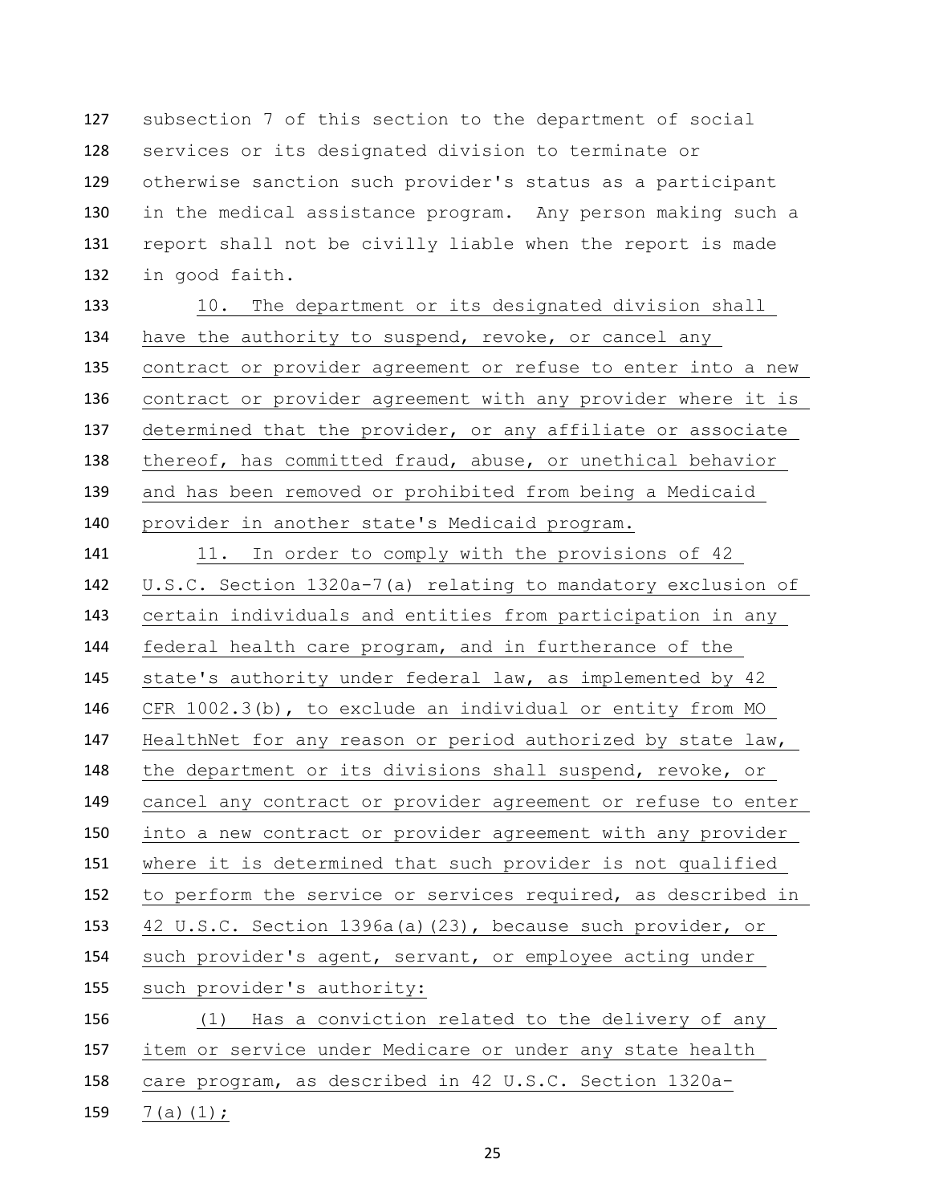subsection 7 of this section to the department of social services or its designated division to terminate or otherwise sanction such provider's status as a participant in the medical assistance program. Any person making such a report shall not be civilly liable when the report is made in good faith.

10. The department or its designated division shall have the authority to suspend, revoke, or cancel any contract or provider agreement or refuse to enter into a new contract or provider agreement with any provider where it is determined that the provider, or any affiliate or associate thereof, has committed fraud, abuse, or unethical behavior and has been removed or prohibited from being a Medicaid provider in another state's Medicaid program.

11. In order to comply with the provisions of 42 U.S.C. Section 1320a-7(a) relating to mandatory exclusion of certain individuals and entities from participation in any federal health care program, and in furtherance of the state's authority under federal law, as implemented by 42 CFR 1002.3(b), to exclude an individual or entity from MO HealthNet for any reason or period authorized by state law, the department or its divisions shall suspend, revoke, or cancel any contract or provider agreement or refuse to enter into a new contract or provider agreement with any provider where it is determined that such provider is not qualified to perform the service or services required, as described in 42 U.S.C. Section 1396a(a)(23), because such provider, or such provider's agent, servant, or employee acting under such provider's authority:

(1) Has a conviction related to the delivery of any item or service under Medicare or under any state health care program, as described in 42 U.S.C. Section 1320a-7(a)(1);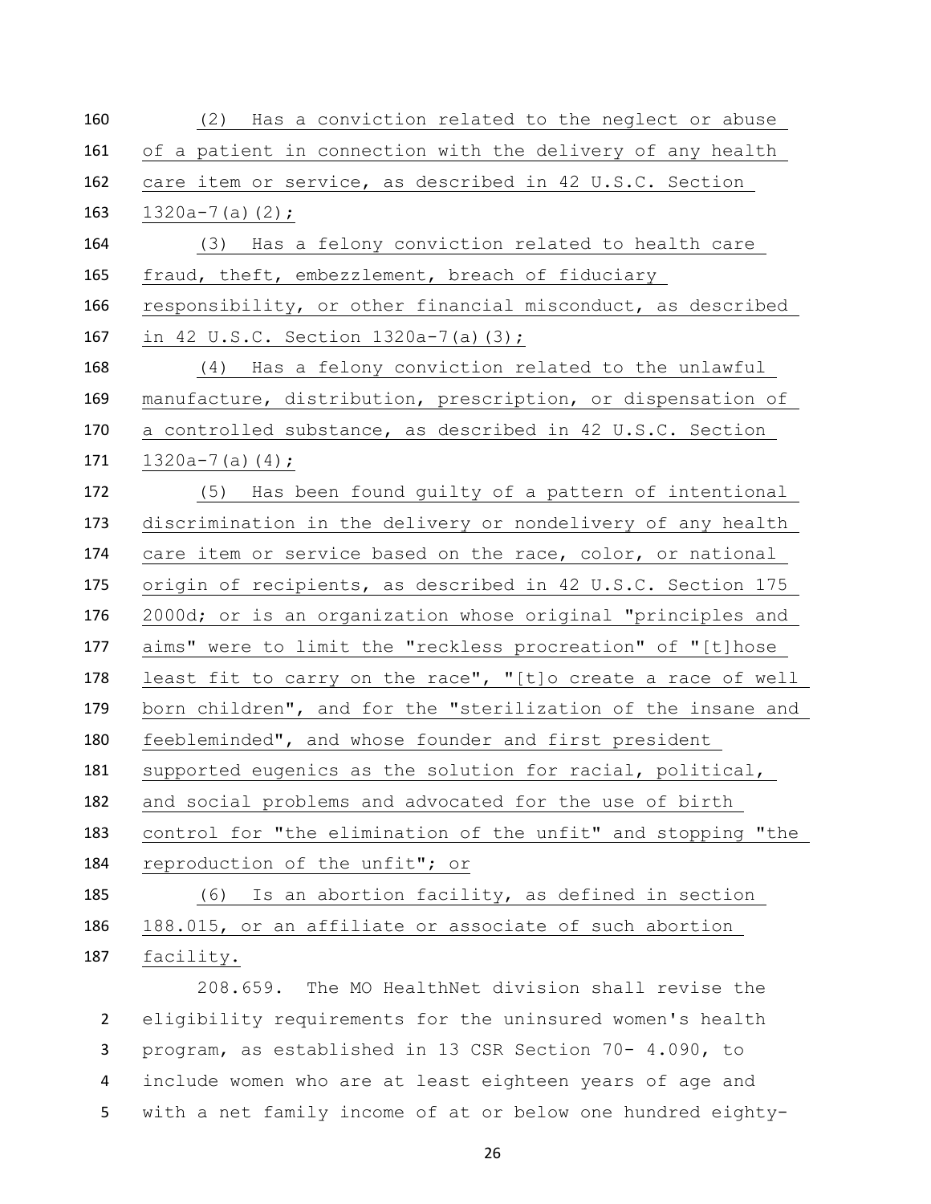(2) Has a conviction related to the neglect or abuse of a patient in connection with the delivery of any health care item or service, as described in 42 U.S.C. Section 1320a-7(a)(2);

(3) Has a felony conviction related to health care fraud, theft, embezzlement, breach of fiduciary responsibility, or other financial misconduct, as described in 42 U.S.C. Section 1320a-7(a)(3);

(4) Has a felony conviction related to the unlawful manufacture, distribution, prescription, or dispensation of a controlled substance, as described in 42 U.S.C. Section 1320a-7(a)(4);

(5) Has been found guilty of a pattern of intentional discrimination in the delivery or nondelivery of any health care item or service based on the race, color, or national origin of recipients, as described in 42 U.S.C. Section 175 2000d; or is an organization whose original "principles and aims" were to limit the "reckless procreation" of "[t]hose least fit to carry on the race", "[t]o create a race of well born children", and for the "sterilization of the insane and feebleminded", and whose founder and first president supported eugenics as the solution for racial, political, and social problems and advocated for the use of birth control for "the elimination of the unfit" and stopping "the reproduction of the unfit"; or

(6) Is an abortion facility, as defined in section 188.015, or an affiliate or associate of such abortion facility.

208.659. The MO HealthNet division shall revise the eligibility requirements for the uninsured women's health program, as established in 13 CSR Section 70- 4.090, to include women who are at least eighteen years of age and with a net family income of at or below one hundred eighty-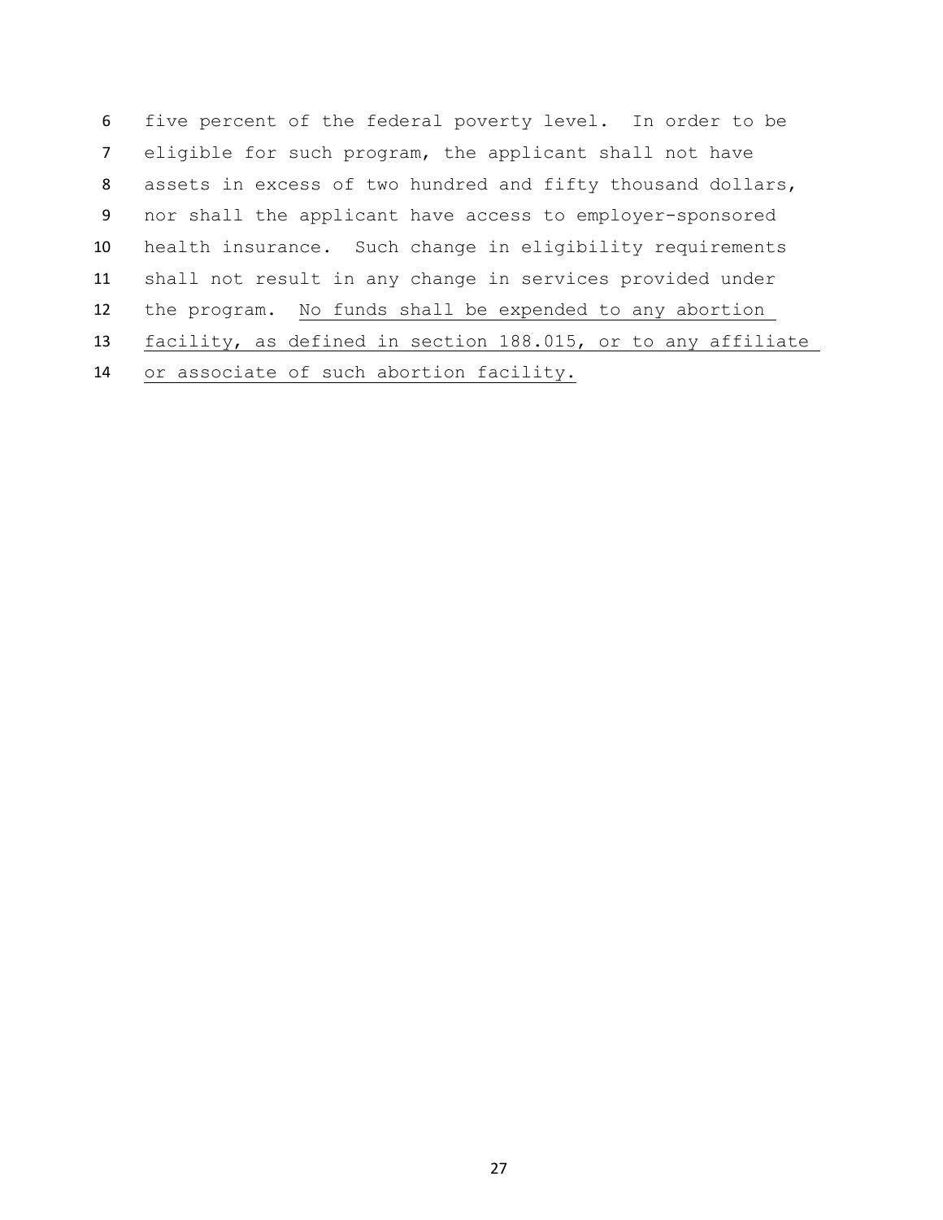6 five percent of the federal poverty level. In order to be
7 eligible for such program, the applicant shall not have
8 assets in excess of two hundred and fifty thousand dollars,
9 nor shall the applicant have access to employer-sponsored
10 health insurance. Such change in eligibility requirements
11 shall not result in any change in services provided under
12 the program. <u>No funds shall be expended to any abortion</u>
13 <u>facility, as defined in section 188.015, or to any affiliate</u>
14 <u>or associate of such abortion facility.</u>